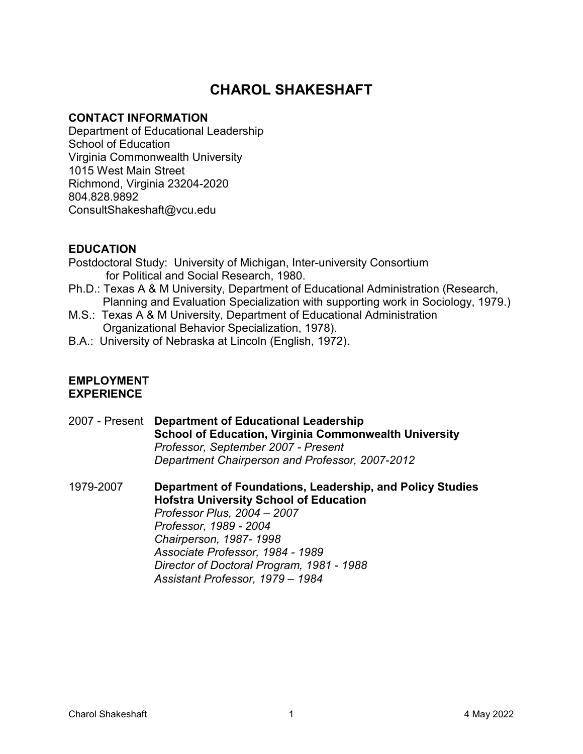# CHAROL SHAKESHAFT

## CONTACT INFORMATION

Department of Educational Leadership
School of Education
Virginia Commonwealth University
1015 West Main Street
Richmond, Virginia 23204-2020
804.828.9892
ConsultShakeshaft@vcu.edu

## EDUCATION

Postdoctoral Study: University of Michigan, Inter-university Consortium for Political and Social Research, 1980.

Ph.D.: Texas A & M University, Department of Educational Administration (Research, Planning and Evaluation Specialization with supporting work in Sociology, 1979.)

M.S.: Texas A & M University, Department of Educational Administration Organizational Behavior Specialization, 1978).

B.A.: University of Nebraska at Lincoln (English, 1972).

## EMPLOYMENT EXPERIENCE

2007 - Present **Department of Educational Leadership**
**School of Education, Virginia Commonwealth University**
*Professor, September 2007 - Present*
*Department Chairperson and Professor, 2007-2012*

1979-2007 **Department of Foundations, Leadership, and Policy Studies**
**Hofstra University School of Education**
*Professor Plus, 2004 – 2007*
*Professor, 1989 - 2004*
*Chairperson, 1987- 1998*
*Associate Professor, 1984 - 1989*
*Director of Doctoral Program, 1981 - 1988*
*Assistant Professor, 1979 – 1984*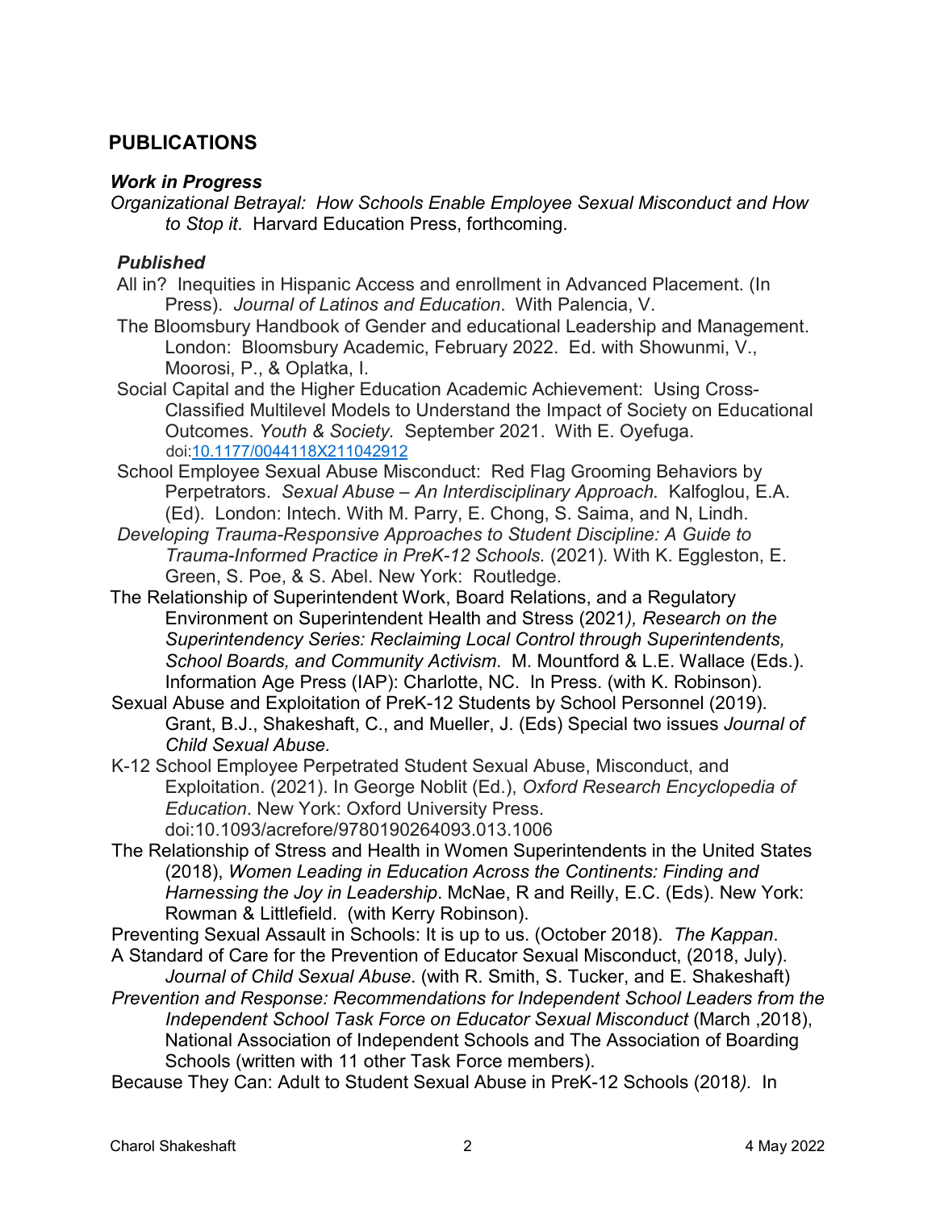## PUBLICATIONS

### *Work in Progress*

*Organizational Betrayal: How Schools Enable Employee Sexual Misconduct and How to Stop it*. Harvard Education Press, forthcoming.

### *Published*

All in? Inequities in Hispanic Access and enrollment in Advanced Placement. (In Press). *Journal of Latinos and Education*. With Palencia, V.

The Bloomsbury Handbook of Gender and educational Leadership and Management. London: Bloomsbury Academic, February 2022. Ed. with Showunmi, V., Moorosi, P., & Oplatka, I.

Social Capital and the Higher Education Academic Achievement: Using Cross-Classified Multilevel Models to Understand the Impact of Society on Educational Outcomes. *Youth & Society*. September 2021. With E. Oyefuga. doi:10.1177/0044118X211042912

School Employee Sexual Abuse Misconduct: Red Flag Grooming Behaviors by Perpetrators. *Sexual Abuse – An Interdisciplinary Approach.* Kalfoglou, E.A. (Ed). London: Intech. With M. Parry, E. Chong, S. Saima, and N, Lindh.

*Developing Trauma-Responsive Approaches to Student Discipline: A Guide to Trauma-Informed Practice in PreK-12 Schools.* (2021). With K. Eggleston, E. Green, S. Poe, & S. Abel. New York: Routledge.

The Relationship of Superintendent Work, Board Relations, and a Regulatory Environment on Superintendent Health and Stress (2021*), Research on the Superintendency Series: Reclaiming Local Control through Superintendents, School Boards, and Community Activism*. M. Mountford & L.E. Wallace (Eds.). Information Age Press (IAP): Charlotte, NC. In Press. (with K. Robinson).

Sexual Abuse and Exploitation of PreK-12 Students by School Personnel (2019). Grant, B.J., Shakeshaft, C., and Mueller, J. (Eds) Special two issues *Journal of Child Sexual Abuse.*

K-12 School Employee Perpetrated Student Sexual Abuse, Misconduct, and Exploitation. (2021). In George Noblit (Ed.), *Oxford Research Encyclopedia of Education*. New York: Oxford University Press. doi:10.1093/acrefore/9780190264093.013.1006

The Relationship of Stress and Health in Women Superintendents in the United States (2018), *Women Leading in Education Across the Continents: Finding and Harnessing the Joy in Leadership*. McNae, R and Reilly, E.C. (Eds). New York: Rowman & Littlefield. (with Kerry Robinson).

Preventing Sexual Assault in Schools: It is up to us. (October 2018). *The Kappan*.

A Standard of Care for the Prevention of Educator Sexual Misconduct, (2018, July). *Journal of Child Sexual Abuse*. (with R. Smith, S. Tucker, and E. Shakeshaft)

*Prevention and Response: Recommendations for Independent School Leaders from the Independent School Task Force on Educator Sexual Misconduct* (March ,2018), National Association of Independent Schools and The Association of Boarding Schools (written with 11 other Task Force members).

Because They Can: Adult to Student Sexual Abuse in PreK-12 Schools (2018*).* In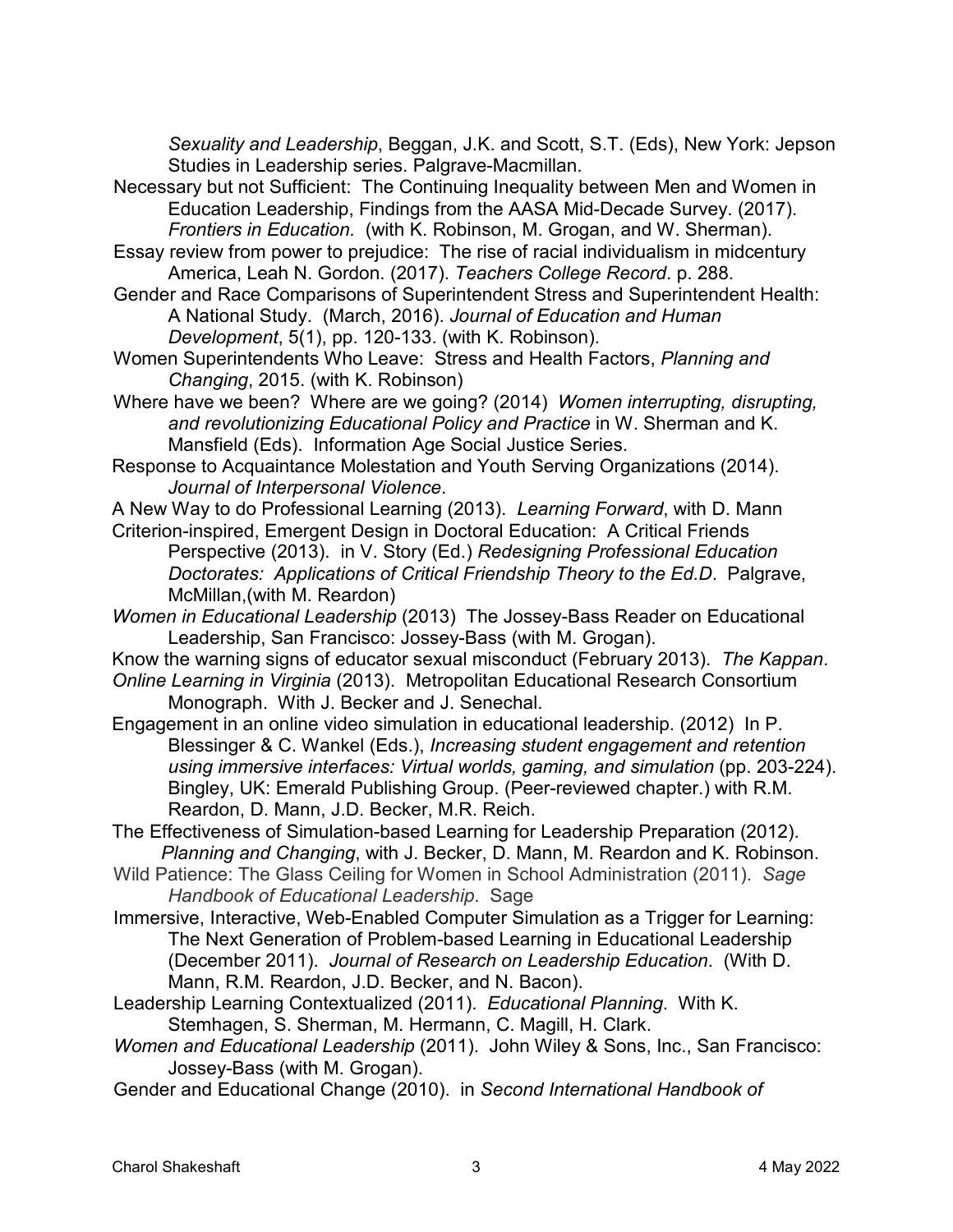*Sexuality and Leadership*, Beggan, J.K. and Scott, S.T. (Eds), New York: Jepson Studies in Leadership series. Palgrave-Macmillan.

Necessary but not Sufficient: The Continuing Inequality between Men and Women in Education Leadership, Findings from the AASA Mid-Decade Survey. (2017). *Frontiers in Education.* (with K. Robinson, M. Grogan, and W. Sherman).

Essay review from power to prejudice: The rise of racial individualism in midcentury America, Leah N. Gordon. (2017). *Teachers College Record*. p. 288.

Gender and Race Comparisons of Superintendent Stress and Superintendent Health: A National Study. (March, 2016). *Journal of Education and Human Development*, 5(1), pp. 120-133. (with K. Robinson).

Women Superintendents Who Leave: Stress and Health Factors, *Planning and Changing*, 2015. (with K. Robinson)

Where have we been? Where are we going? (2014) *Women interrupting, disrupting, and revolutionizing Educational Policy and Practice* in W. Sherman and K. Mansfield (Eds). Information Age Social Justice Series.

Response to Acquaintance Molestation and Youth Serving Organizations (2014). *Journal of Interpersonal Violence*.

A New Way to do Professional Learning (2013). *Learning Forward*, with D. Mann

Criterion-inspired, Emergent Design in Doctoral Education: A Critical Friends Perspective (2013). in V. Story (Ed.) *Redesigning Professional Education Doctorates: Applications of Critical Friendship Theory to the Ed.D*. Palgrave, McMillan,(with M. Reardon)

*Women in Educational Leadership* (2013) The Jossey-Bass Reader on Educational Leadership, San Francisco: Jossey-Bass (with M. Grogan).

Know the warning signs of educator sexual misconduct (February 2013). *The Kappan*.

*Online Learning in Virginia* (2013). Metropolitan Educational Research Consortium Monograph. With J. Becker and J. Senechal.

Engagement in an online video simulation in educational leadership. (2012) In P. Blessinger & C. Wankel (Eds.), *Increasing student engagement and retention using immersive interfaces: Virtual worlds, gaming, and simulation* (pp. 203-224). Bingley, UK: Emerald Publishing Group. (Peer-reviewed chapter.) with R.M. Reardon, D. Mann, J.D. Becker, M.R. Reich.

The Effectiveness of Simulation-based Learning for Leadership Preparation (2012). *Planning and Changing*, with J. Becker, D. Mann, M. Reardon and K. Robinson.

Wild Patience: The Glass Ceiling for Women in School Administration (2011). *Sage Handbook of Educational Leadership*. Sage

Immersive, Interactive, Web-Enabled Computer Simulation as a Trigger for Learning: The Next Generation of Problem-based Learning in Educational Leadership (December 2011). *Journal of Research on Leadership Education*. (With D. Mann, R.M. Reardon, J.D. Becker, and N. Bacon).

Leadership Learning Contextualized (2011). *Educational Planning*. With K. Stemhagen, S. Sherman, M. Hermann, C. Magill, H. Clark.

*Women and Educational Leadership* (2011). John Wiley & Sons, Inc., San Francisco: Jossey-Bass (with M. Grogan).

Gender and Educational Change (2010). in *Second International Handbook of*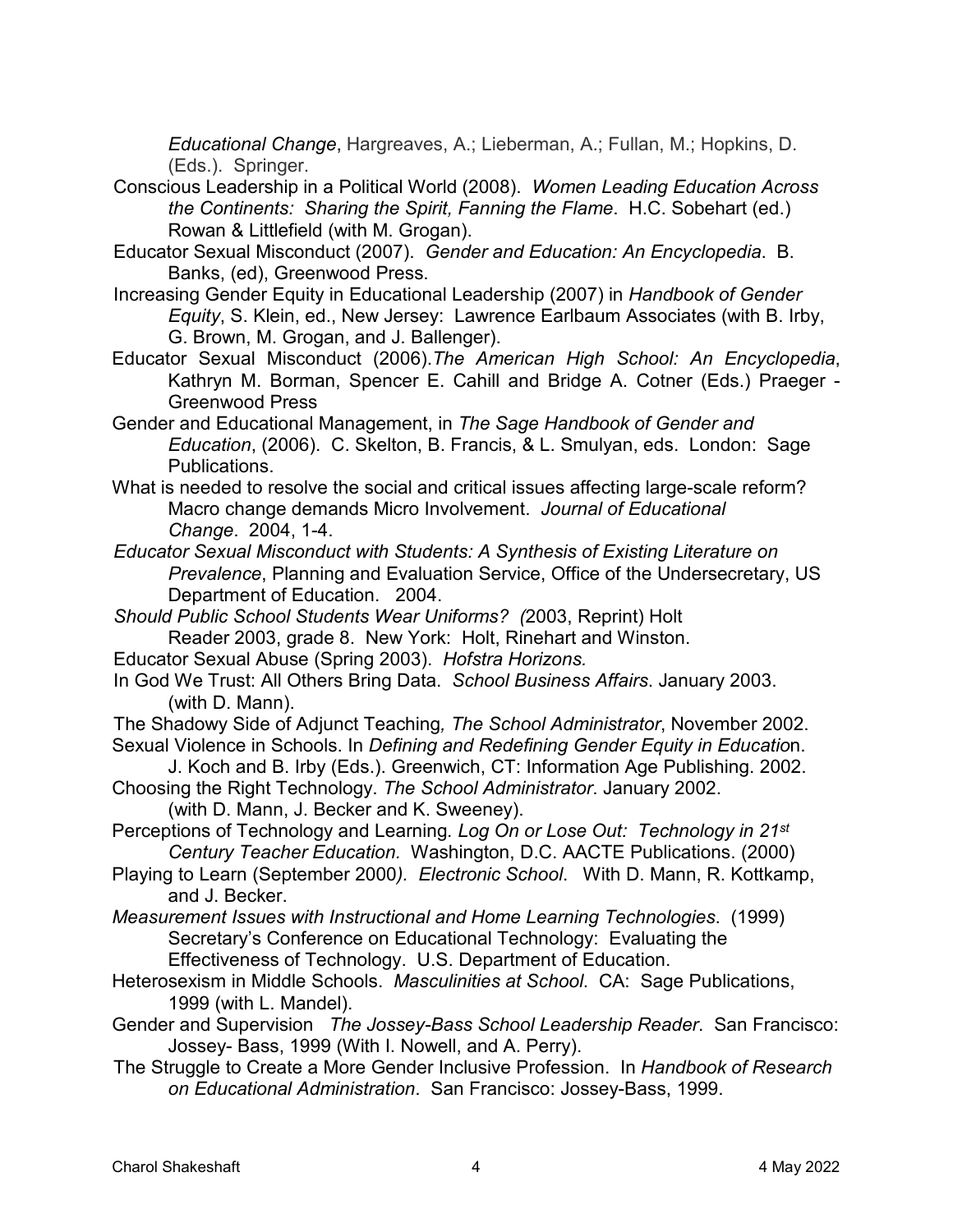*Educational Change*, Hargreaves, A.; Lieberman, A.; Fullan, M.; Hopkins, D. (Eds.). Springer.

Conscious Leadership in a Political World (2008). *Women Leading Education Across the Continents: Sharing the Spirit, Fanning the Flame*. H.C. Sobehart (ed.) Rowan & Littlefield (with M. Grogan).

Educator Sexual Misconduct (2007). *Gender and Education: An Encyclopedia*. B. Banks, (ed), Greenwood Press.

Increasing Gender Equity in Educational Leadership (2007) in *Handbook of Gender Equity*, S. Klein, ed., New Jersey: Lawrence Earlbaum Associates (with B. Irby, G. Brown, M. Grogan, and J. Ballenger).

Educator Sexual Misconduct (2006).*The American High School: An Encyclopedia*, Kathryn M. Borman, Spencer E. Cahill and Bridge A. Cotner (Eds.) Praeger - Greenwood Press

Gender and Educational Management, in *The Sage Handbook of Gender and Education*, (2006). C. Skelton, B. Francis, & L. Smulyan, eds. London: Sage Publications.

What is needed to resolve the social and critical issues affecting large-scale reform? Macro change demands Micro Involvement. *Journal of Educational Change*. 2004, 1-4.

*Educator Sexual Misconduct with Students: A Synthesis of Existing Literature on Prevalence*, Planning and Evaluation Service, Office of the Undersecretary, US Department of Education. 2004.

*Should Public School Students Wear Uniforms? (*2003, Reprint) Holt Reader 2003, grade 8. New York: Holt, Rinehart and Winston.

Educator Sexual Abuse (Spring 2003). *Hofstra Horizons.*

In God We Trust: All Others Bring Data. *School Business Affairs*. January 2003. (with D. Mann).

The Shadowy Side of Adjunct Teaching*, The School Administrator*, November 2002.

Sexual Violence in Schools. In *Defining and Redefining Gender Equity in Educatio*n. J. Koch and B. Irby (Eds.). Greenwich, CT: Information Age Publishing. 2002.

Choosing the Right Technology. *The School Administrator*. January 2002. (with D. Mann, J. Becker and K. Sweeney).

Perceptions of Technology and Learning. *Log On or Lose Out: Technology in 21st Century Teacher Education.* Washington, D.C. AACTE Publications. (2000)

Playing to Learn (September 2000*). Electronic School*. With D. Mann, R. Kottkamp, and J. Becker.

*Measurement Issues with Instructional and Home Learning Technologies*. (1999) Secretary's Conference on Educational Technology: Evaluating the Effectiveness of Technology. U.S. Department of Education.

Heterosexism in Middle Schools. *Masculinities at School*. CA: Sage Publications, 1999 (with L. Mandel).

Gender and Supervision *The Jossey-Bass School Leadership Reader*. San Francisco: Jossey- Bass, 1999 (With I. Nowell, and A. Perry).

The Struggle to Create a More Gender Inclusive Profession. In *Handbook of Research on Educational Administration*. San Francisco: Jossey-Bass, 1999.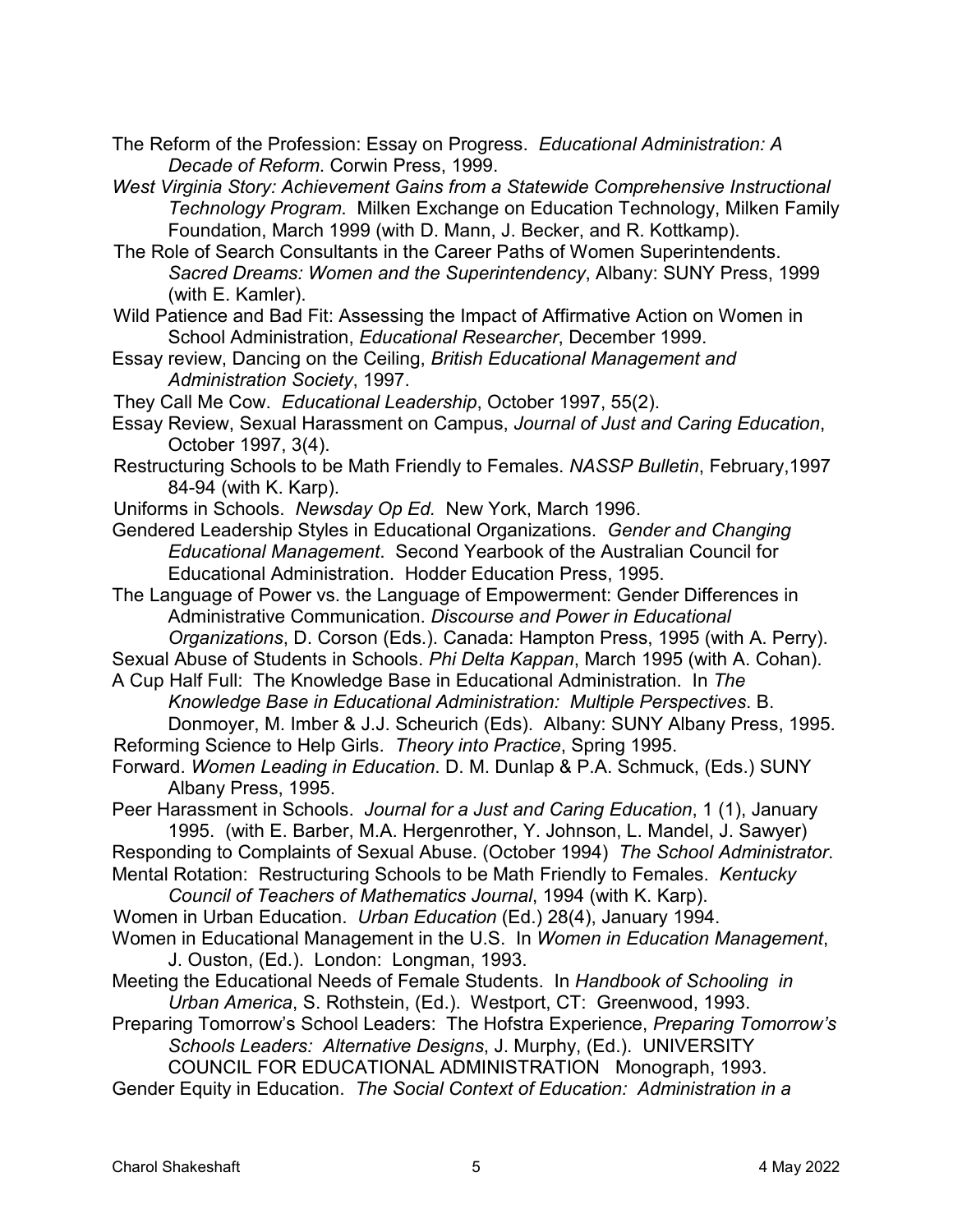The Reform of the Profession: Essay on Progress. *Educational Administration: A Decade of Reform*. Corwin Press, 1999.

*West Virginia Story: Achievement Gains from a Statewide Comprehensive Instructional Technology Program*. Milken Exchange on Education Technology, Milken Family Foundation, March 1999 (with D. Mann, J. Becker, and R. Kottkamp).

The Role of Search Consultants in the Career Paths of Women Superintendents. *Sacred Dreams: Women and the Superintendency*, Albany: SUNY Press, 1999 (with E. Kamler).

Wild Patience and Bad Fit: Assessing the Impact of Affirmative Action on Women in School Administration, *Educational Researcher*, December 1999.

Essay review, Dancing on the Ceiling, *British Educational Management and Administration Society*, 1997.

They Call Me Cow. *Educational Leadership*, October 1997, 55(2).

Essay Review, Sexual Harassment on Campus, *Journal of Just and Caring Education*, October 1997, 3(4).

Restructuring Schools to be Math Friendly to Females. *NASSP Bulletin*, February,1997 84-94 (with K. Karp).

Uniforms in Schools. *Newsday Op Ed.* New York, March 1996.

Gendered Leadership Styles in Educational Organizations. *Gender and Changing Educational Management*. Second Yearbook of the Australian Council for Educational Administration. Hodder Education Press, 1995.

The Language of Power vs. the Language of Empowerment: Gender Differences in Administrative Communication. *Discourse and Power in Educational Organizations*, D. Corson (Eds.). Canada: Hampton Press, 1995 (with A. Perry).

Sexual Abuse of Students in Schools. *Phi Delta Kappan*, March 1995 (with A. Cohan).

A Cup Half Full: The Knowledge Base in Educational Administration. In *The Knowledge Base in Educational Administration: Multiple Perspectives*. B. Donmoyer, M. Imber & J.J. Scheurich (Eds). Albany: SUNY Albany Press, 1995.

Reforming Science to Help Girls. *Theory into Practice*, Spring 1995.

Forward. *Women Leading in Education*. D. M. Dunlap & P.A. Schmuck, (Eds.) SUNY Albany Press, 1995.

Peer Harassment in Schools. *Journal for a Just and Caring Education*, 1 (1), January 1995. (with E. Barber, M.A. Hergenrother, Y. Johnson, L. Mandel, J. Sawyer)

Responding to Complaints of Sexual Abuse. (October 1994) *The School Administrator*.

Mental Rotation: Restructuring Schools to be Math Friendly to Females. *Kentucky Council of Teachers of Mathematics Journal*, 1994 (with K. Karp).

Women in Urban Education. *Urban Education* (Ed.) 28(4), January 1994.

Women in Educational Management in the U.S. In *Women in Education Management*, J. Ouston, (Ed.). London: Longman, 1993.

Meeting the Educational Needs of Female Students. In *Handbook of Schooling in Urban America*, S. Rothstein, (Ed.). Westport, CT: Greenwood, 1993.

Preparing Tomorrow's School Leaders: The Hofstra Experience, *Preparing Tomorrow's Schools Leaders: Alternative Designs*, J. Murphy, (Ed.). UNIVERSITY COUNCIL FOR EDUCATIONAL ADMINISTRATION Monograph, 1993.

Gender Equity in Education. *The Social Context of Education: Administration in a*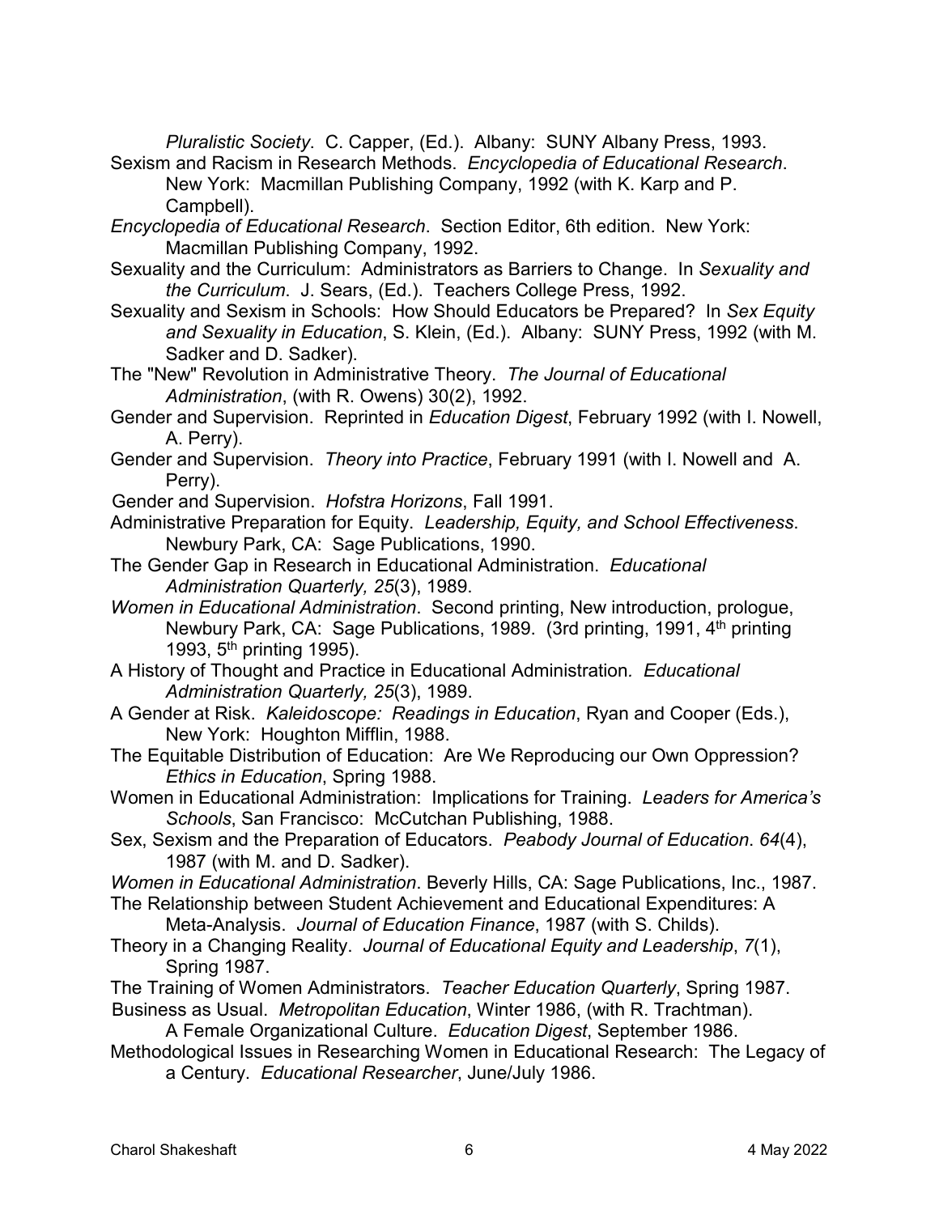*Pluralistic Society*. C. Capper, (Ed.). Albany: SUNY Albany Press, 1993.

Sexism and Racism in Research Methods. *Encyclopedia of Educational Research*. New York: Macmillan Publishing Company, 1992 (with K. Karp and P. Campbell).

*Encyclopedia of Educational Research*. Section Editor, 6th edition. New York: Macmillan Publishing Company, 1992.

Sexuality and the Curriculum: Administrators as Barriers to Change. In *Sexuality and the Curriculum*. J. Sears, (Ed.). Teachers College Press, 1992.

Sexuality and Sexism in Schools: How Should Educators be Prepared? In *Sex Equity and Sexuality in Education*, S. Klein, (Ed.). Albany: SUNY Press, 1992 (with M. Sadker and D. Sadker).

The "New" Revolution in Administrative Theory. *The Journal of Educational Administration*, (with R. Owens) 30(2), 1992.

Gender and Supervision. Reprinted in *Education Digest*, February 1992 (with I. Nowell, A. Perry).

Gender and Supervision. *Theory into Practice*, February 1991 (with I. Nowell and A. Perry).

Gender and Supervision. *Hofstra Horizons*, Fall 1991.

Administrative Preparation for Equity. *Leadership, Equity, and School Effectiveness*. Newbury Park, CA: Sage Publications, 1990.

The Gender Gap in Research in Educational Administration. *Educational Administration Quarterly, 25*(3), 1989.

*Women in Educational Administration*. Second printing, New introduction, prologue, Newbury Park, CA: Sage Publications, 1989. (3rd printing, 1991, 4th printing 1993, 5th printing 1995).

A History of Thought and Practice in Educational Administration. *Educational Administration Quarterly, 25*(3), 1989.

A Gender at Risk. *Kaleidoscope: Readings in Education*, Ryan and Cooper (Eds.), New York: Houghton Mifflin, 1988.

The Equitable Distribution of Education: Are We Reproducing our Own Oppression? *Ethics in Education*, Spring 1988.

Women in Educational Administration: Implications for Training. *Leaders for America's Schools*, San Francisco: McCutchan Publishing, 1988.

Sex, Sexism and the Preparation of Educators. *Peabody Journal of Education*. *64*(4), 1987 (with M. and D. Sadker).

*Women in Educational Administration*. Beverly Hills, CA: Sage Publications, Inc., 1987.

The Relationship between Student Achievement and Educational Expenditures: A Meta-Analysis. *Journal of Education Finance*, 1987 (with S. Childs).

Theory in a Changing Reality. *Journal of Educational Equity and Leadership*, *7*(1), Spring 1987.

The Training of Women Administrators. *Teacher Education Quarterly*, Spring 1987.

Business as Usual. *Metropolitan Education*, Winter 1986, (with R. Trachtman).

A Female Organizational Culture. *Education Digest*, September 1986.

Methodological Issues in Researching Women in Educational Research: The Legacy of a Century. *Educational Researcher*, June/July 1986.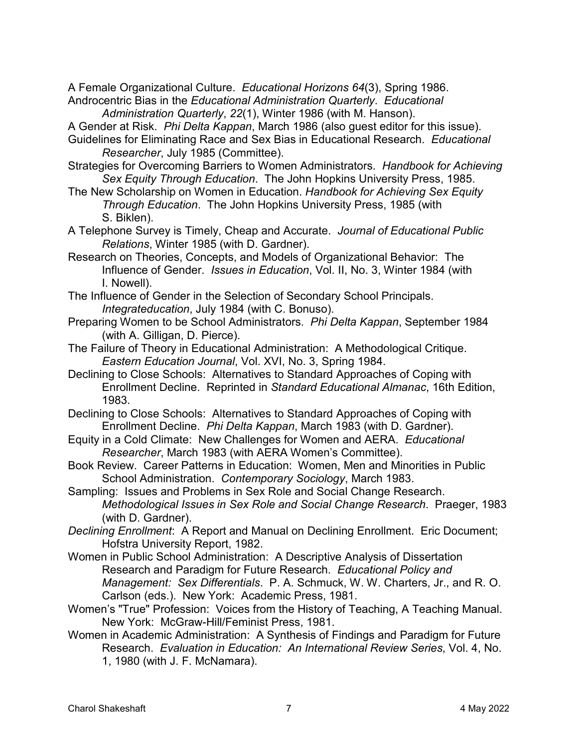A Female Organizational Culture. *Educational Horizons 64*(3), Spring 1986.

Androcentric Bias in the *Educational Administration Quarterly*. *Educational Administration Quarterly*, *22*(1), Winter 1986 (with M. Hanson).

A Gender at Risk. *Phi Delta Kappan*, March 1986 (also guest editor for this issue).

Guidelines for Eliminating Race and Sex Bias in Educational Research. *Educational Researcher*, July 1985 (Committee).

Strategies for Overcoming Barriers to Women Administrators. *Handbook for Achieving Sex Equity Through Education*. The John Hopkins University Press, 1985.

The New Scholarship on Women in Education. *Handbook for Achieving Sex Equity Through Education*. The John Hopkins University Press, 1985 (with S. Biklen).

A Telephone Survey is Timely, Cheap and Accurate. *Journal of Educational Public Relations*, Winter 1985 (with D. Gardner).

Research on Theories, Concepts, and Models of Organizational Behavior: The Influence of Gender. *Issues in Education*, Vol. II, No. 3, Winter 1984 (with I. Nowell).

The Influence of Gender in the Selection of Secondary School Principals. *Integrateducation*, July 1984 (with C. Bonuso).

Preparing Women to be School Administrators. *Phi Delta Kappan*, September 1984 (with A. Gilligan, D. Pierce).

The Failure of Theory in Educational Administration: A Methodological Critique. *Eastern Education Journal*, Vol. XVI, No. 3, Spring 1984.

Declining to Close Schools: Alternatives to Standard Approaches of Coping with Enrollment Decline. Reprinted in *Standard Educational Almanac*, 16th Edition, 1983.

Declining to Close Schools: Alternatives to Standard Approaches of Coping with Enrollment Decline. *Phi Delta Kappan*, March 1983 (with D. Gardner).

Equity in a Cold Climate: New Challenges for Women and AERA. *Educational Researcher*, March 1983 (with AERA Women's Committee).

Book Review. Career Patterns in Education: Women, Men and Minorities in Public School Administration. *Contemporary Sociology*, March 1983.

Sampling: Issues and Problems in Sex Role and Social Change Research. *Methodological Issues in Sex Role and Social Change Research*. Praeger, 1983 (with D. Gardner).

*Declining Enrollment*: A Report and Manual on Declining Enrollment. Eric Document; Hofstra University Report, 1982.

Women in Public School Administration: A Descriptive Analysis of Dissertation Research and Paradigm for Future Research. *Educational Policy and Management: Sex Differentials*. P. A. Schmuck, W. W. Charters, Jr., and R. O. Carlson (eds.). New York: Academic Press, 1981.

Women's "True" Profession: Voices from the History of Teaching, A Teaching Manual. New York: McGraw-Hill/Feminist Press, 1981.

Women in Academic Administration: A Synthesis of Findings and Paradigm for Future Research. *Evaluation in Education: An International Review Series*, Vol. 4, No. 1, 1980 (with J. F. McNamara).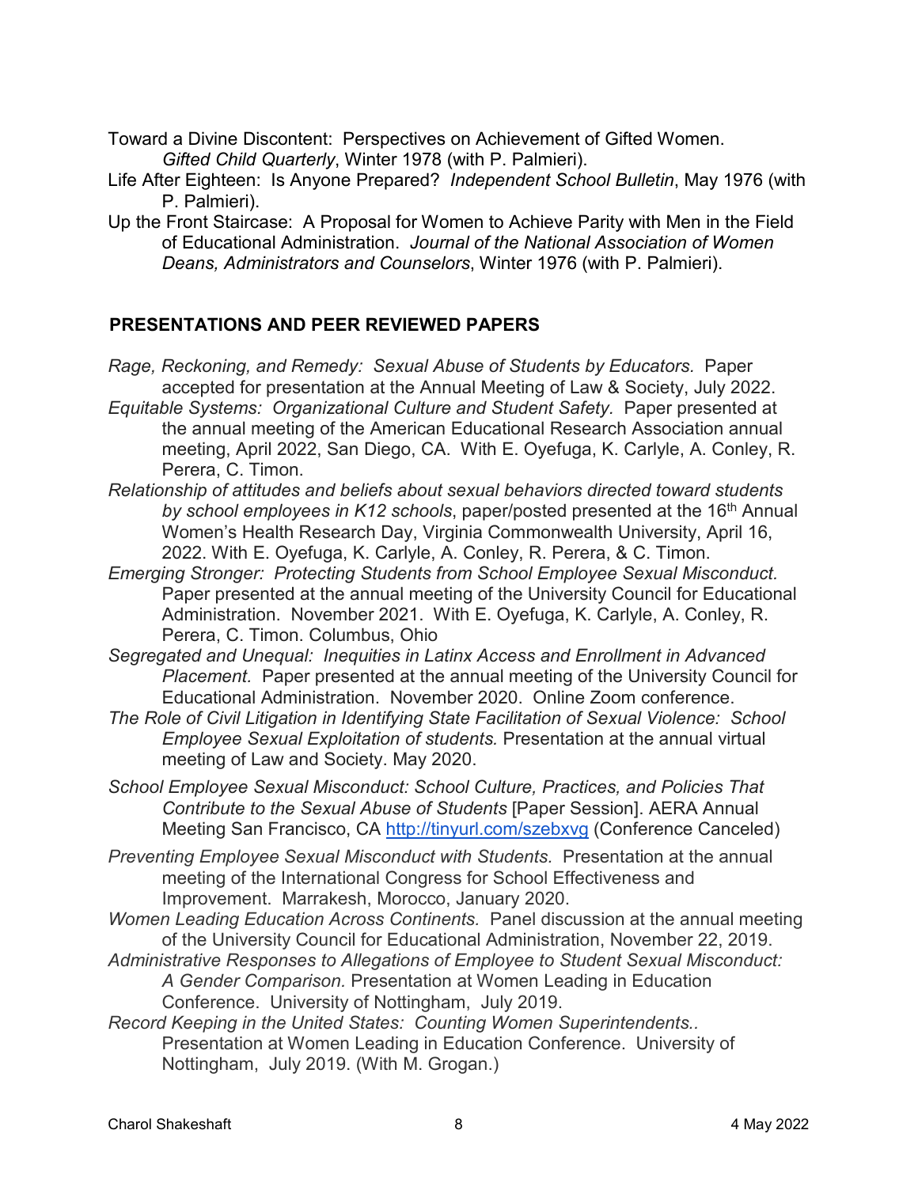Toward a Divine Discontent: Perspectives on Achievement of Gifted Women. *Gifted Child Quarterly*, Winter 1978 (with P. Palmieri).

Life After Eighteen: Is Anyone Prepared? *Independent School Bulletin*, May 1976 (with P. Palmieri).

Up the Front Staircase: A Proposal for Women to Achieve Parity with Men in the Field of Educational Administration. *Journal of the National Association of Women Deans, Administrators and Counselors*, Winter 1976 (with P. Palmieri).

## PRESENTATIONS AND PEER REVIEWED PAPERS

*Rage, Reckoning, and Remedy: Sexual Abuse of Students by Educators.* Paper accepted for presentation at the Annual Meeting of Law & Society, July 2022.

*Equitable Systems: Organizational Culture and Student Safety.* Paper presented at the annual meeting of the American Educational Research Association annual meeting, April 2022, San Diego, CA. With E. Oyefuga, K. Carlyle, A. Conley, R. Perera, C. Timon.

*Relationship of attitudes and beliefs about sexual behaviors directed toward students by school employees in K12 schools*, paper/posted presented at the 16th Annual Women's Health Research Day, Virginia Commonwealth University, April 16, 2022. With E. Oyefuga, K. Carlyle, A. Conley, R. Perera, & C. Timon.

*Emerging Stronger: Protecting Students from School Employee Sexual Misconduct.* Paper presented at the annual meeting of the University Council for Educational Administration. November 2021. With E. Oyefuga, K. Carlyle, A. Conley, R. Perera, C. Timon. Columbus, Ohio

*Segregated and Unequal: Inequities in Latinx Access and Enrollment in Advanced Placement.* Paper presented at the annual meeting of the University Council for Educational Administration. November 2020. Online Zoom conference.

*The Role of Civil Litigation in Identifying State Facilitation of Sexual Violence: School Employee Sexual Exploitation of students.* Presentation at the annual virtual meeting of Law and Society. May 2020.

*School Employee Sexual Misconduct: School Culture, Practices, and Policies That Contribute to the Sexual Abuse of Students* [Paper Session]. AERA Annual Meeting San Francisco, CA http://tinyurl.com/szebxvg (Conference Canceled)

*Preventing Employee Sexual Misconduct with Students.* Presentation at the annual meeting of the International Congress for School Effectiveness and Improvement. Marrakesh, Morocco, January 2020.

*Women Leading Education Across Continents.* Panel discussion at the annual meeting of the University Council for Educational Administration, November 22, 2019.

*Administrative Responses to Allegations of Employee to Student Sexual Misconduct: A Gender Comparison.* Presentation at Women Leading in Education Conference. University of Nottingham, July 2019.

*Record Keeping in the United States: Counting Women Superintendents..* Presentation at Women Leading in Education Conference. University of Nottingham, July 2019. (With M. Grogan.)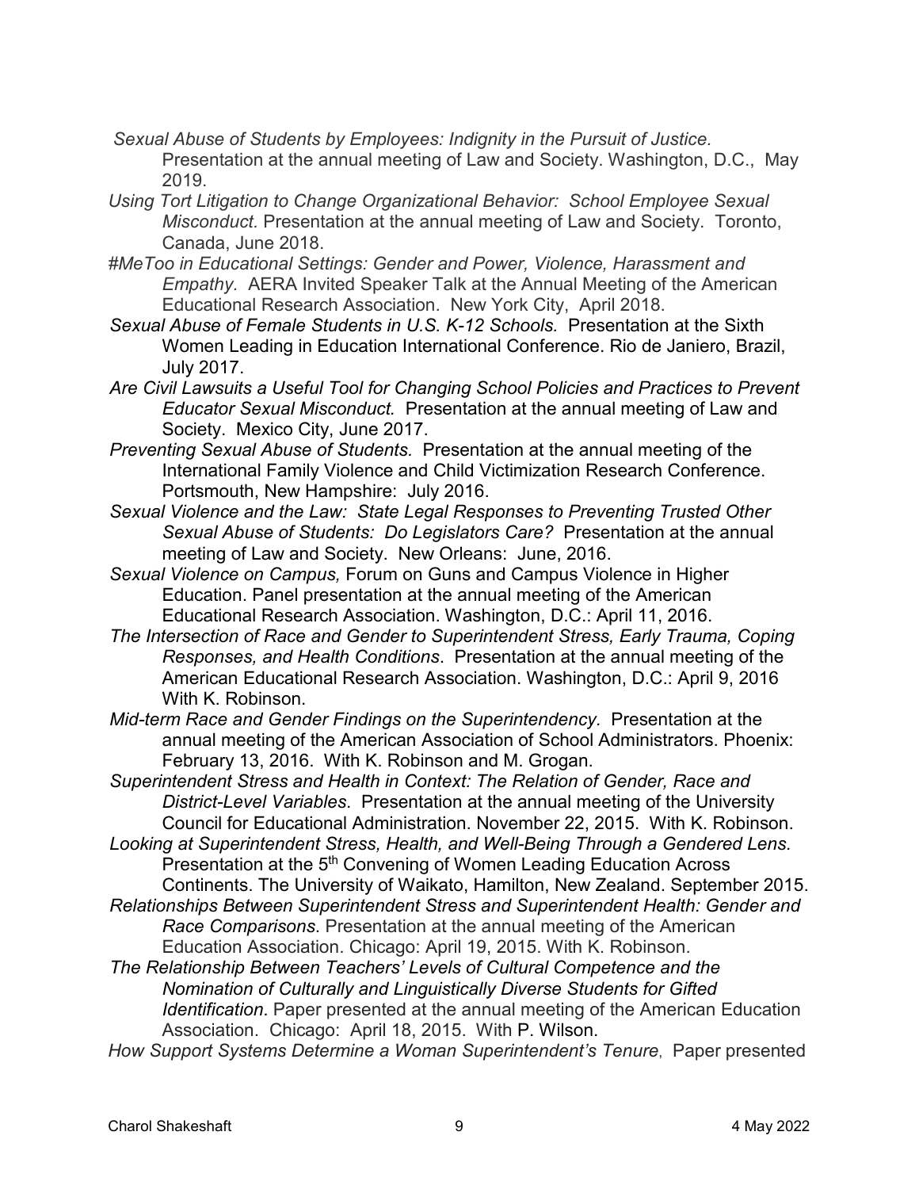*Sexual Abuse of Students by Employees: Indignity in the Pursuit of Justice.* Presentation at the annual meeting of Law and Society. Washington, D.C., May 2019.

*Using Tort Litigation to Change Organizational Behavior: School Employee Sexual Misconduct.* Presentation at the annual meeting of Law and Society. Toronto, Canada, June 2018.

*#MeToo in Educational Settings: Gender and Power, Violence, Harassment and Empathy.* AERA Invited Speaker Talk at the Annual Meeting of the American Educational Research Association. New York City, April 2018.

*Sexual Abuse of Female Students in U.S. K-12 Schools.* Presentation at the Sixth Women Leading in Education International Conference. Rio de Janiero, Brazil, July 2017.

*Are Civil Lawsuits a Useful Tool for Changing School Policies and Practices to Prevent Educator Sexual Misconduct.* Presentation at the annual meeting of Law and Society. Mexico City, June 2017.

*Preventing Sexual Abuse of Students.* Presentation at the annual meeting of the International Family Violence and Child Victimization Research Conference. Portsmouth, New Hampshire: July 2016.

*Sexual Violence and the Law: State Legal Responses to Preventing Trusted Other Sexual Abuse of Students: Do Legislators Care?* Presentation at the annual meeting of Law and Society. New Orleans: June, 2016.

*Sexual Violence on Campus,* Forum on Guns and Campus Violence in Higher Education. Panel presentation at the annual meeting of the American Educational Research Association. Washington, D.C.: April 11, 2016.

*The Intersection of Race and Gender to Superintendent Stress, Early Trauma, Coping Responses, and Health Conditions*. Presentation at the annual meeting of the American Educational Research Association. Washington, D.C.: April 9, 2016 With K. Robinson.

*Mid-term Race and Gender Findings on the Superintendency.* Presentation at the annual meeting of the American Association of School Administrators. Phoenix: February 13, 2016. With K. Robinson and M. Grogan.

*Superintendent Stress and Health in Context: The Relation of Gender, Race and District-Level Variables*. Presentation at the annual meeting of the University Council for Educational Administration. November 22, 2015. With K. Robinson.

*Looking at Superintendent Stress, Health, and Well-Being Through a Gendered Lens.* Presentation at the 5th Convening of Women Leading Education Across Continents. The University of Waikato, Hamilton, New Zealand. September 2015.

*Relationships Between Superintendent Stress and Superintendent Health: Gender and Race Comparisons*. Presentation at the annual meeting of the American Education Association. Chicago: April 19, 2015. With K. Robinson.

*The Relationship Between Teachers' Levels of Cultural Competence and the Nomination of Culturally and Linguistically Diverse Students for Gifted Identification*. Paper presented at the annual meeting of the American Education Association. Chicago: April 18, 2015. With P. Wilson.

*How Support Systems Determine a Woman Superintendent's Tenure*, Paper presented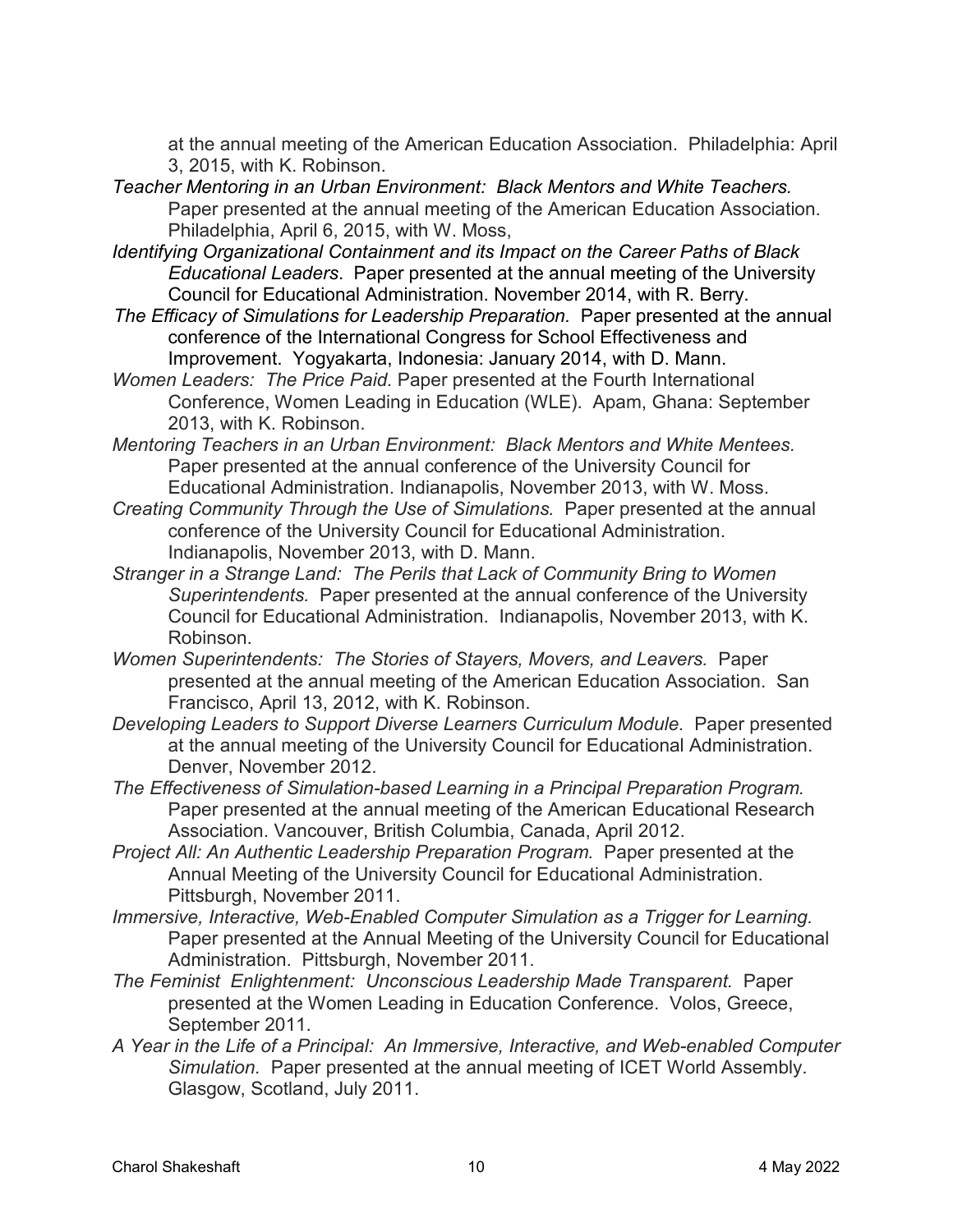at the annual meeting of the American Education Association. Philadelphia: April 3, 2015, with K. Robinson.

*Teacher Mentoring in an Urban Environment: Black Mentors and White Teachers.* Paper presented at the annual meeting of the American Education Association. Philadelphia, April 6, 2015, with W. Moss,

*Identifying Organizational Containment and its Impact on the Career Paths of Black Educational Leaders*. Paper presented at the annual meeting of the University Council for Educational Administration. November 2014, with R. Berry.

*The Efficacy of Simulations for Leadership Preparation.* Paper presented at the annual conference of the International Congress for School Effectiveness and Improvement. Yogyakarta, Indonesia: January 2014, with D. Mann.

*Women Leaders: The Price Paid.* Paper presented at the Fourth International Conference, Women Leading in Education (WLE). Apam, Ghana: September 2013, with K. Robinson.

*Mentoring Teachers in an Urban Environment: Black Mentors and White Mentees.* Paper presented at the annual conference of the University Council for Educational Administration. Indianapolis, November 2013, with W. Moss.

*Creating Community Through the Use of Simulations.* Paper presented at the annual conference of the University Council for Educational Administration. Indianapolis, November 2013, with D. Mann.

*Stranger in a Strange Land: The Perils that Lack of Community Bring to Women Superintendents.* Paper presented at the annual conference of the University Council for Educational Administration. Indianapolis, November 2013, with K. Robinson.

*Women Superintendents: The Stories of Stayers, Movers, and Leavers.* Paper presented at the annual meeting of the American Education Association. San Francisco, April 13, 2012, with K. Robinson.

*Developing Leaders to Support Diverse Learners Curriculum Module.* Paper presented at the annual meeting of the University Council for Educational Administration. Denver, November 2012.

*The Effectiveness of Simulation-based Learning in a Principal Preparation Program.* Paper presented at the annual meeting of the American Educational Research Association. Vancouver, British Columbia, Canada, April 2012.

*Project All: An Authentic Leadership Preparation Program.* Paper presented at the Annual Meeting of the University Council for Educational Administration. Pittsburgh, November 2011.

*Immersive, Interactive, Web-Enabled Computer Simulation as a Trigger for Learning.* Paper presented at the Annual Meeting of the University Council for Educational Administration. Pittsburgh, November 2011.

*The Feminist Enlightenment: Unconscious Leadership Made Transparent.* Paper presented at the Women Leading in Education Conference. Volos, Greece, September 2011.

*A Year in the Life of a Principal: An Immersive, Interactive, and Web-enabled Computer Simulation.* Paper presented at the annual meeting of ICET World Assembly. Glasgow, Scotland, July 2011.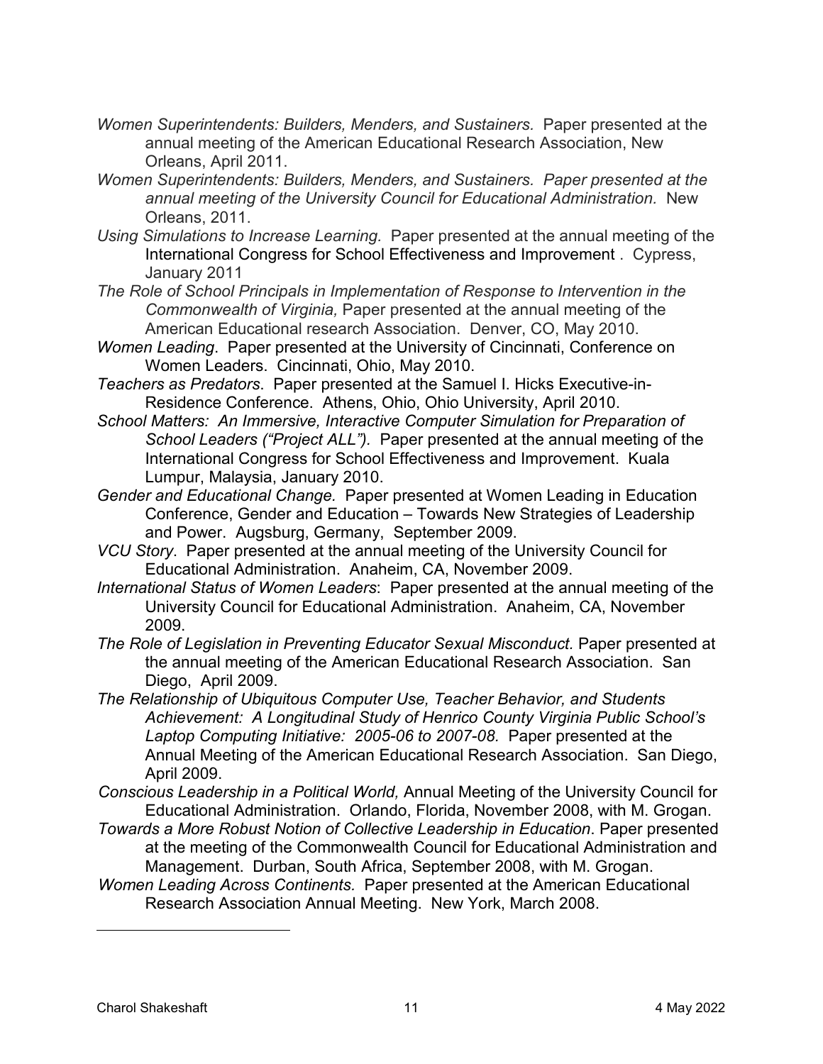*Women Superintendents: Builders, Menders, and Sustainers.* Paper presented at the annual meeting of the American Educational Research Association, New Orleans, April 2011.

*Women Superintendents: Builders, Menders, and Sustainers. Paper presented at the annual meeting of the University Council for Educational Administration.* New Orleans, 2011.

*Using Simulations to Increase Learning.* Paper presented at the annual meeting of the International Congress for School Effectiveness and Improvement . Cypress, January 2011

*The Role of School Principals in Implementation of Response to Intervention in the Commonwealth of Virginia,* Paper presented at the annual meeting of the American Educational research Association. Denver, CO, May 2010.

*Women Leading*. Paper presented at the University of Cincinnati, Conference on Women Leaders. Cincinnati, Ohio, May 2010.

*Teachers as Predators*. Paper presented at the Samuel I. Hicks Executive-in-Residence Conference. Athens, Ohio, Ohio University, April 2010.

*School Matters: An Immersive, Interactive Computer Simulation for Preparation of School Leaders ("Project ALL").* Paper presented at the annual meeting of the International Congress for School Effectiveness and Improvement. Kuala Lumpur, Malaysia, January 2010.

*Gender and Educational Change.* Paper presented at Women Leading in Education Conference, Gender and Education – Towards New Strategies of Leadership and Power. Augsburg, Germany, September 2009.

*VCU Story*. Paper presented at the annual meeting of the University Council for Educational Administration. Anaheim, CA, November 2009.

*International Status of Women Leaders*: Paper presented at the annual meeting of the University Council for Educational Administration. Anaheim, CA, November 2009.

*The Role of Legislation in Preventing Educator Sexual Misconduct.* Paper presented at the annual meeting of the American Educational Research Association. San Diego, April 2009.

*The Relationship of Ubiquitous Computer Use, Teacher Behavior, and Students Achievement: A Longitudinal Study of Henrico County Virginia Public School's Laptop Computing Initiative: 2005-06 to 2007-08.* Paper presented at the Annual Meeting of the American Educational Research Association. San Diego, April 2009.

*Conscious Leadership in a Political World,* Annual Meeting of the University Council for Educational Administration. Orlando, Florida, November 2008, with M. Grogan.

*Towards a More Robust Notion of Collective Leadership in Education*. Paper presented at the meeting of the Commonwealth Council for Educational Administration and Management. Durban, South Africa, September 2008, with M. Grogan.

*Women Leading Across Continents.* Paper presented at the American Educational Research Association Annual Meeting. New York, March 2008.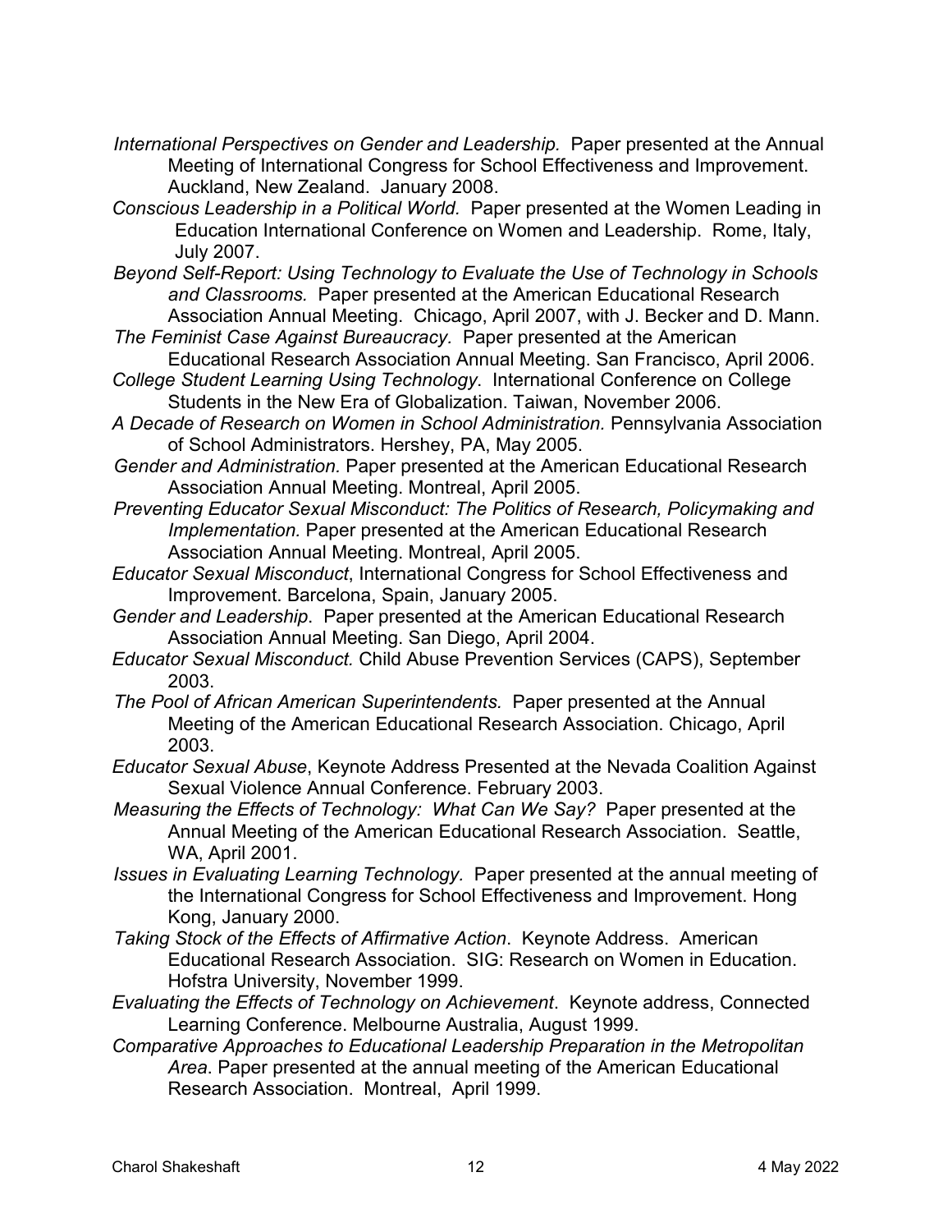*International Perspectives on Gender and Leadership.* Paper presented at the Annual Meeting of International Congress for School Effectiveness and Improvement. Auckland, New Zealand. January 2008.

*Conscious Leadership in a Political World.* Paper presented at the Women Leading in Education International Conference on Women and Leadership. Rome, Italy, July 2007.

*Beyond Self-Report: Using Technology to Evaluate the Use of Technology in Schools and Classrooms.* Paper presented at the American Educational Research Association Annual Meeting. Chicago, April 2007, with J. Becker and D. Mann.

*The Feminist Case Against Bureaucracy.* Paper presented at the American Educational Research Association Annual Meeting. San Francisco, April 2006.

*College Student Learning Using Technology*. International Conference on College Students in the New Era of Globalization. Taiwan, November 2006.

*A Decade of Research on Women in School Administration.* Pennsylvania Association of School Administrators. Hershey, PA, May 2005.

*Gender and Administration.* Paper presented at the American Educational Research Association Annual Meeting. Montreal, April 2005.

*Preventing Educator Sexual Misconduct: The Politics of Research, Policymaking and Implementation.* Paper presented at the American Educational Research Association Annual Meeting. Montreal, April 2005.

*Educator Sexual Misconduct*, International Congress for School Effectiveness and Improvement. Barcelona, Spain, January 2005.

*Gender and Leadership*. Paper presented at the American Educational Research Association Annual Meeting. San Diego, April 2004.

*Educator Sexual Misconduct.* Child Abuse Prevention Services (CAPS), September 2003.

*The Pool of African American Superintendents.* Paper presented at the Annual Meeting of the American Educational Research Association. Chicago, April 2003.

*Educator Sexual Abuse*, Keynote Address Presented at the Nevada Coalition Against Sexual Violence Annual Conference. February 2003.

*Measuring the Effects of Technology: What Can We Say?* Paper presented at the Annual Meeting of the American Educational Research Association. Seattle, WA, April 2001.

*Issues in Evaluating Learning Technology.* Paper presented at the annual meeting of the International Congress for School Effectiveness and Improvement. Hong Kong, January 2000.

*Taking Stock of the Effects of Affirmative Action*. Keynote Address. American Educational Research Association. SIG: Research on Women in Education. Hofstra University, November 1999.

*Evaluating the Effects of Technology on Achievement*. Keynote address, Connected Learning Conference. Melbourne Australia, August 1999.

*Comparative Approaches to Educational Leadership Preparation in the Metropolitan Area*. Paper presented at the annual meeting of the American Educational Research Association. Montreal, April 1999.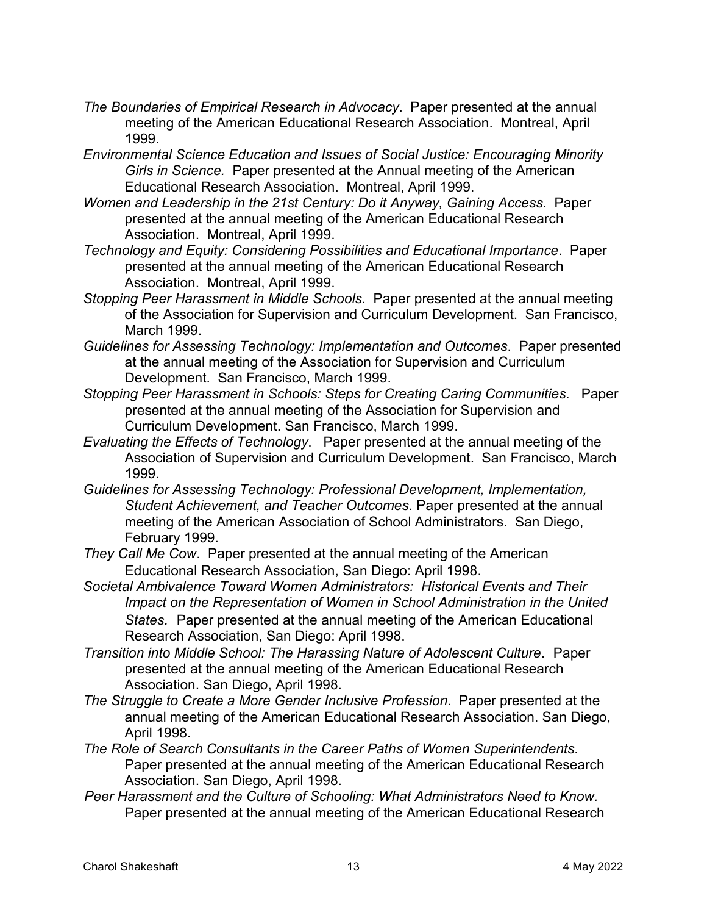*The Boundaries of Empirical Research in Advocacy*. Paper presented at the annual meeting of the American Educational Research Association. Montreal, April 1999.

*Environmental Science Education and Issues of Social Justice: Encouraging Minority Girls in Science.* Paper presented at the Annual meeting of the American Educational Research Association. Montreal, April 1999.

*Women and Leadership in the 21st Century: Do it Anyway, Gaining Access*. Paper presented at the annual meeting of the American Educational Research Association. Montreal, April 1999.

*Technology and Equity: Considering Possibilities and Educational Importance*. Paper presented at the annual meeting of the American Educational Research Association. Montreal, April 1999.

*Stopping Peer Harassment in Middle Schools*. Paper presented at the annual meeting of the Association for Supervision and Curriculum Development. San Francisco, March 1999.

*Guidelines for Assessing Technology: Implementation and Outcomes*. Paper presented at the annual meeting of the Association for Supervision and Curriculum Development. San Francisco, March 1999.

*Stopping Peer Harassment in Schools: Steps for Creating Caring Communities*. Paper presented at the annual meeting of the Association for Supervision and Curriculum Development. San Francisco, March 1999.

*Evaluating the Effects of Technology*. Paper presented at the annual meeting of the Association of Supervision and Curriculum Development. San Francisco, March 1999.

*Guidelines for Assessing Technology: Professional Development, Implementation, Student Achievement, and Teacher Outcomes*. Paper presented at the annual meeting of the American Association of School Administrators. San Diego, February 1999.

*They Call Me Cow*. Paper presented at the annual meeting of the American Educational Research Association, San Diego: April 1998.

*Societal Ambivalence Toward Women Administrators: Historical Events and Their Impact on the Representation of Women in School Administration in the United States.* Paper presented at the annual meeting of the American Educational Research Association, San Diego: April 1998.

*Transition into Middle School: The Harassing Nature of Adolescent Culture*. Paper presented at the annual meeting of the American Educational Research Association. San Diego, April 1998.

*The Struggle to Create a More Gender Inclusive Profession*. Paper presented at the annual meeting of the American Educational Research Association. San Diego, April 1998.

*The Role of Search Consultants in the Career Paths of Women Superintendents*. Paper presented at the annual meeting of the American Educational Research Association. San Diego, April 1998.

*Peer Harassment and the Culture of Schooling: What Administrators Need to Know.* Paper presented at the annual meeting of the American Educational Research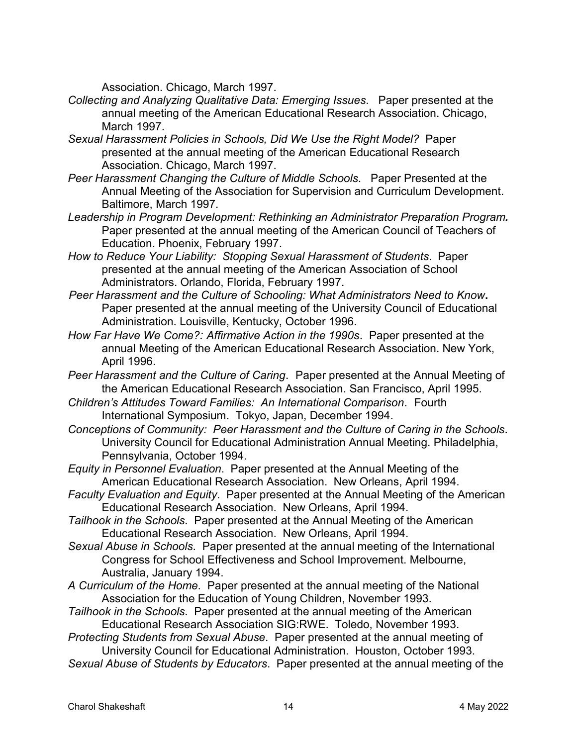Association. Chicago, March 1997.

*Collecting and Analyzing Qualitative Data: Emerging Issues*. Paper presented at the annual meeting of the American Educational Research Association. Chicago, March 1997.

*Sexual Harassment Policies in Schools, Did We Use the Right Model?* Paper presented at the annual meeting of the American Educational Research Association. Chicago, March 1997.

*Peer Harassment Changing the Culture of Middle Schools*. Paper Presented at the Annual Meeting of the Association for Supervision and Curriculum Development. Baltimore, March 1997.

*Leadership in Program Development: Rethinking an Administrator Preparation Program.* Paper presented at the annual meeting of the American Council of Teachers of Education. Phoenix, February 1997.

*How to Reduce Your Liability: Stopping Sexual Harassment of Students*. Paper presented at the annual meeting of the American Association of School Administrators. Orlando, Florida, February 1997.

*Peer Harassment and the Culture of Schooling: What Administrators Need to Know***.** Paper presented at the annual meeting of the University Council of Educational Administration. Louisville, Kentucky, October 1996.

*How Far Have We Come?: Affirmative Action in the 1990s*. Paper presented at the annual Meeting of the American Educational Research Association. New York, April 1996.

*Peer Harassment and the Culture of Caring*. Paper presented at the Annual Meeting of the American Educational Research Association. San Francisco, April 1995.

*Children's Attitudes Toward Families: An International Comparison*. Fourth International Symposium. Tokyo, Japan, December 1994.

*Conceptions of Community: Peer Harassment and the Culture of Caring in the Schools*. University Council for Educational Administration Annual Meeting. Philadelphia, Pennsylvania, October 1994.

*Equity in Personnel Evaluation*. Paper presented at the Annual Meeting of the American Educational Research Association. New Orleans, April 1994.

*Faculty Evaluation and Equity*. Paper presented at the Annual Meeting of the American Educational Research Association. New Orleans, April 1994.

*Tailhook in the Schools*. Paper presented at the Annual Meeting of the American Educational Research Association. New Orleans, April 1994.

*Sexual Abuse in Schools*. Paper presented at the annual meeting of the International Congress for School Effectiveness and School Improvement. Melbourne, Australia, January 1994.

*A Curriculum of the Home*. Paper presented at the annual meeting of the National Association for the Education of Young Children, November 1993.

*Tailhook in the Schools*. Paper presented at the annual meeting of the American Educational Research Association SIG:RWE. Toledo, November 1993.

*Protecting Students from Sexual Abuse*. Paper presented at the annual meeting of University Council for Educational Administration. Houston, October 1993.

*Sexual Abuse of Students by Educators*. Paper presented at the annual meeting of the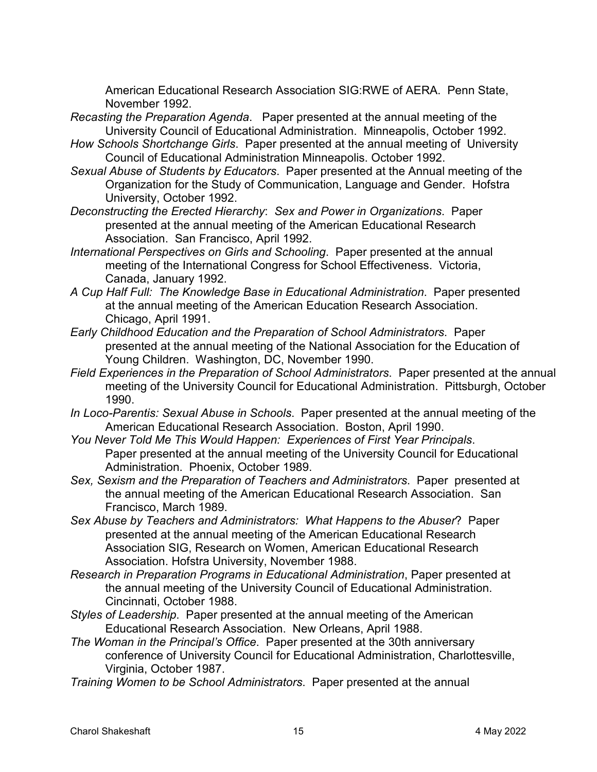American Educational Research Association SIG:RWE of AERA. Penn State, November 1992.

*Recasting the Preparation Agenda*. Paper presented at the annual meeting of the University Council of Educational Administration. Minneapolis, October 1992.

*How Schools Shortchange Girls*. Paper presented at the annual meeting of University Council of Educational Administration Minneapolis. October 1992.

*Sexual Abuse of Students by Educators*. Paper presented at the Annual meeting of the Organization for the Study of Communication, Language and Gender. Hofstra University, October 1992.

*Deconstructing the Erected Hierarchy*: *Sex and Power in Organizations*. Paper presented at the annual meeting of the American Educational Research Association. San Francisco, April 1992.

*International Perspectives on Girls and Schooling*. Paper presented at the annual meeting of the International Congress for School Effectiveness. Victoria, Canada, January 1992.

*A Cup Half Full: The Knowledge Base in Educational Administration*. Paper presented at the annual meeting of the American Education Research Association. Chicago, April 1991.

*Early Childhood Education and the Preparation of School Administrators*. Paper presented at the annual meeting of the National Association for the Education of Young Children. Washington, DC, November 1990.

*Field Experiences in the Preparation of School Administrators*. Paper presented at the annual meeting of the University Council for Educational Administration. Pittsburgh, October 1990.

*In Loco-Parentis: Sexual Abuse in Schools*. Paper presented at the annual meeting of the American Educational Research Association. Boston, April 1990.

*You Never Told Me This Would Happen: Experiences of First Year Principals*. Paper presented at the annual meeting of the University Council for Educational Administration. Phoenix, October 1989.

*Sex, Sexism and the Preparation of Teachers and Administrators*. Paper presented at the annual meeting of the American Educational Research Association. San Francisco, March 1989.

*Sex Abuse by Teachers and Administrators: What Happens to the Abuser*? Paper presented at the annual meeting of the American Educational Research Association SIG, Research on Women, American Educational Research Association. Hofstra University, November 1988.

*Research in Preparation Programs in Educational Administration*, Paper presented at the annual meeting of the University Council of Educational Administration. Cincinnati, October 1988.

*Styles of Leadership*. Paper presented at the annual meeting of the American Educational Research Association. New Orleans, April 1988.

*The Woman in the Principal's Office*. Paper presented at the 30th anniversary conference of University Council for Educational Administration, Charlottesville, Virginia, October 1987.

*Training Women to be School Administrators*. Paper presented at the annual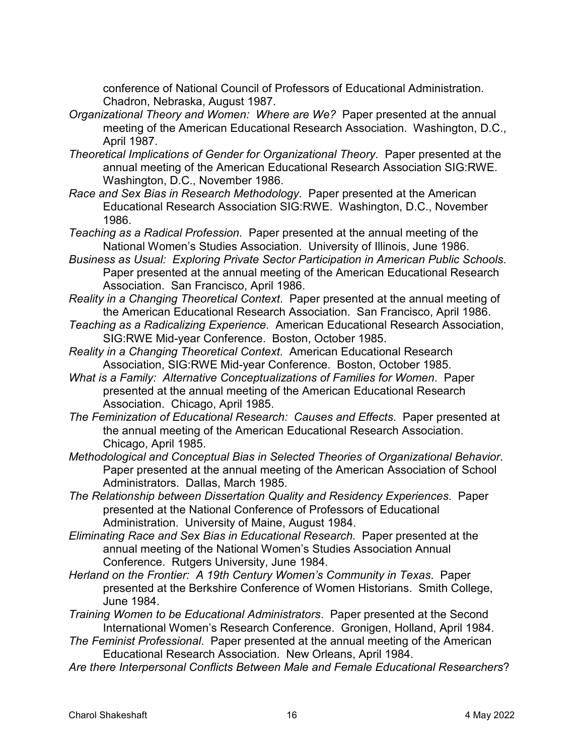conference of National Council of Professors of Educational Administration. Chadron, Nebraska, August 1987.

*Organizational Theory and Women: Where are We?* Paper presented at the annual meeting of the American Educational Research Association. Washington, D.C., April 1987.

*Theoretical Implications of Gender for Organizational Theory*. Paper presented at the annual meeting of the American Educational Research Association SIG:RWE. Washington, D.C., November 1986.

*Race and Sex Bias in Research Methodology*. Paper presented at the American Educational Research Association SIG:RWE. Washington, D.C., November 1986.

*Teaching as a Radical Profession*. Paper presented at the annual meeting of the National Women's Studies Association. University of Illinois, June 1986.

*Business as Usual: Exploring Private Sector Participation in American Public Schools*. Paper presented at the annual meeting of the American Educational Research Association. San Francisco, April 1986.

*Reality in a Changing Theoretical Context*. Paper presented at the annual meeting of the American Educational Research Association. San Francisco, April 1986.

*Teaching as a Radicalizing Experience*. American Educational Research Association, SIG:RWE Mid-year Conference. Boston, October 1985.

*Reality in a Changing Theoretical Context*. American Educational Research Association, SIG:RWE Mid-year Conference. Boston, October 1985.

*What is a Family: Alternative Conceptualizations of Families for Women*. Paper presented at the annual meeting of the American Educational Research Association. Chicago, April 1985.

*The Feminization of Educational Research: Causes and Effects*. Paper presented at the annual meeting of the American Educational Research Association. Chicago, April 1985.

*Methodological and Conceptual Bias in Selected Theories of Organizational Behavior*. Paper presented at the annual meeting of the American Association of School Administrators. Dallas, March 1985.

*The Relationship between Dissertation Quality and Residency Experiences*. Paper presented at the National Conference of Professors of Educational Administration. University of Maine, August 1984.

*Eliminating Race and Sex Bias in Educational Research*. Paper presented at the annual meeting of the National Women's Studies Association Annual Conference. Rutgers University, June 1984.

*Herland on the Frontier: A 19th Century Women's Community in Texas*. Paper presented at the Berkshire Conference of Women Historians. Smith College, June 1984.

*Training Women to be Educational Administrators*. Paper presented at the Second International Women's Research Conference. Gronigen, Holland, April 1984.

*The Feminist Professional*. Paper presented at the annual meeting of the American Educational Research Association. New Orleans, April 1984.

*Are there Interpersonal Conflicts Between Male and Female Educational Researchers*?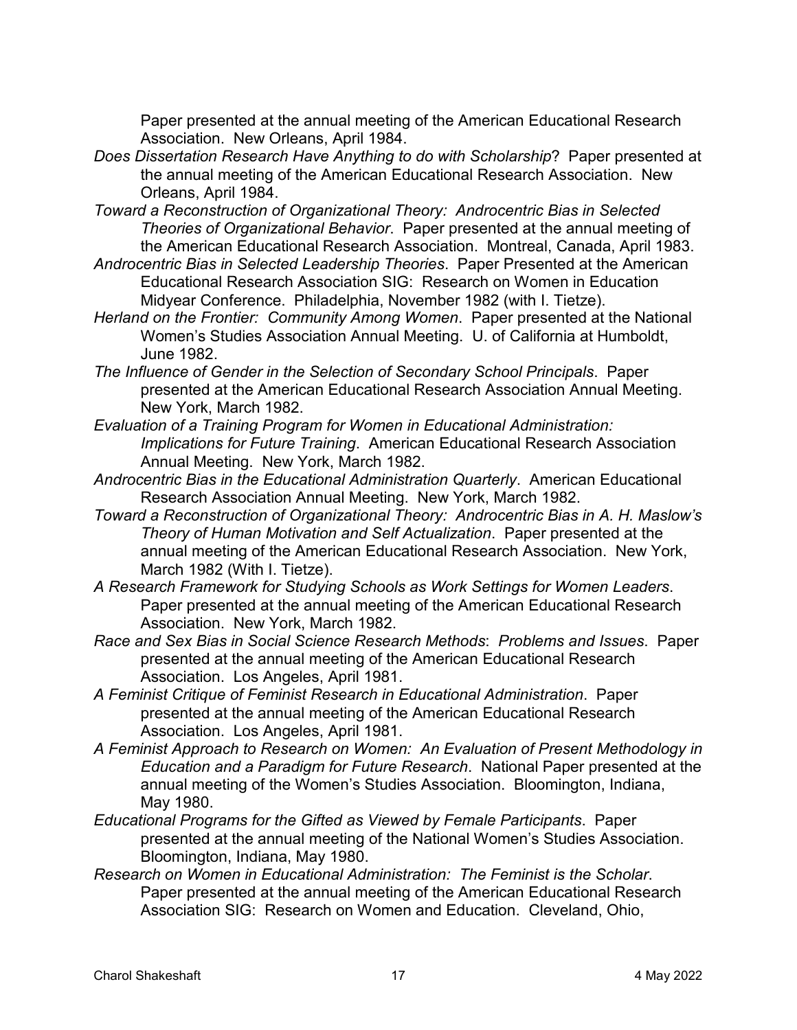Paper presented at the annual meeting of the American Educational Research Association. New Orleans, April 1984.

*Does Dissertation Research Have Anything to do with Scholarship*? Paper presented at the annual meeting of the American Educational Research Association. New Orleans, April 1984.

*Toward a Reconstruction of Organizational Theory: Androcentric Bias in Selected Theories of Organizational Behavior*. Paper presented at the annual meeting of the American Educational Research Association. Montreal, Canada, April 1983.

*Androcentric Bias in Selected Leadership Theories*. Paper Presented at the American Educational Research Association SIG: Research on Women in Education Midyear Conference. Philadelphia, November 1982 (with I. Tietze).

*Herland on the Frontier: Community Among Women*. Paper presented at the National Women's Studies Association Annual Meeting. U. of California at Humboldt, June 1982.

*The Influence of Gender in the Selection of Secondary School Principals*. Paper presented at the American Educational Research Association Annual Meeting. New York, March 1982.

*Evaluation of a Training Program for Women in Educational Administration: Implications for Future Training*. American Educational Research Association Annual Meeting. New York, March 1982.

*Androcentric Bias in the Educational Administration Quarterly*. American Educational Research Association Annual Meeting. New York, March 1982.

*Toward a Reconstruction of Organizational Theory: Androcentric Bias in A. H. Maslow's Theory of Human Motivation and Self Actualization*. Paper presented at the annual meeting of the American Educational Research Association. New York, March 1982 (With I. Tietze).

*A Research Framework for Studying Schools as Work Settings for Women Leaders*. Paper presented at the annual meeting of the American Educational Research Association. New York, March 1982.

*Race and Sex Bias in Social Science Research Methods*: *Problems and Issues*. Paper presented at the annual meeting of the American Educational Research Association. Los Angeles, April 1981.

*A Feminist Critique of Feminist Research in Educational Administration*. Paper presented at the annual meeting of the American Educational Research Association. Los Angeles, April 1981.

*A Feminist Approach to Research on Women: An Evaluation of Present Methodology in Education and a Paradigm for Future Research*. National Paper presented at the annual meeting of the Women's Studies Association. Bloomington, Indiana, May 1980.

*Educational Programs for the Gifted as Viewed by Female Participants*. Paper presented at the annual meeting of the National Women's Studies Association. Bloomington, Indiana, May 1980.

*Research on Women in Educational Administration: The Feminist is the Scholar*. Paper presented at the annual meeting of the American Educational Research Association SIG: Research on Women and Education. Cleveland, Ohio,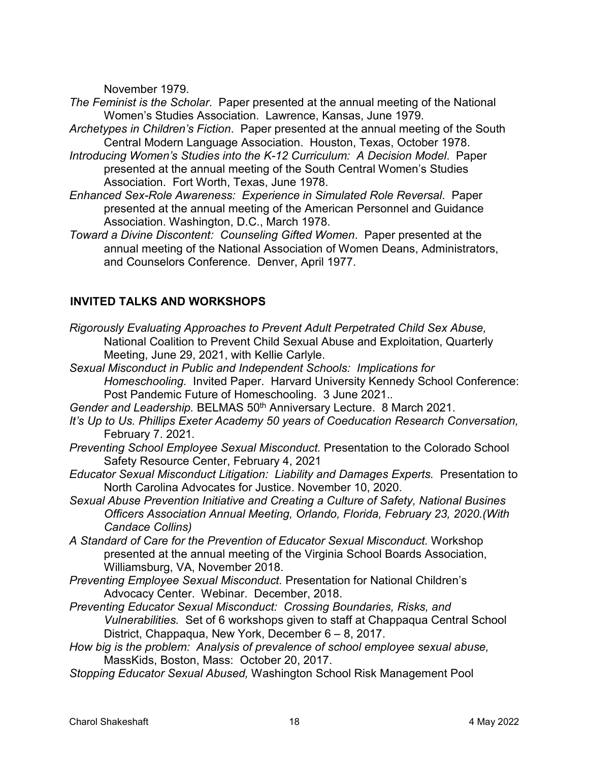November 1979.

*The Feminist is the Scholar*. Paper presented at the annual meeting of the National Women's Studies Association. Lawrence, Kansas, June 1979.

*Archetypes in Children's Fiction*. Paper presented at the annual meeting of the South Central Modern Language Association. Houston, Texas, October 1978.

*Introducing Women's Studies into the K-12 Curriculum: A Decision Model*. Paper presented at the annual meeting of the South Central Women's Studies Association. Fort Worth, Texas, June 1978.

*Enhanced Sex-Role Awareness: Experience in Simulated Role Reversal*. Paper presented at the annual meeting of the American Personnel and Guidance Association. Washington, D.C., March 1978.

*Toward a Divine Discontent: Counseling Gifted Women*. Paper presented at the annual meeting of the National Association of Women Deans, Administrators, and Counselors Conference. Denver, April 1977.

## INVITED TALKS AND WORKSHOPS

*Rigorously Evaluating Approaches to Prevent Adult Perpetrated Child Sex Abuse,* National Coalition to Prevent Child Sexual Abuse and Exploitation, Quarterly Meeting, June 29, 2021, with Kellie Carlyle.

*Sexual Misconduct in Public and Independent Schools: Implications for Homeschooling.* Invited Paper. Harvard University Kennedy School Conference: Post Pandemic Future of Homeschooling. 3 June 2021..

*Gender and Leadership.* BELMAS 50th Anniversary Lecture. 8 March 2021.

*It's Up to Us. Phillips Exeter Academy 50 years of Coeducation Research Conversation,* February 7. 2021.

*Preventing School Employee Sexual Misconduct.* Presentation to the Colorado School Safety Resource Center, February 4, 2021

*Educator Sexual Misconduct Litigation: Liability and Damages Experts.* Presentation to North Carolina Advocates for Justice. November 10, 2020.

*Sexual Abuse Prevention Initiative and Creating a Culture of Safety, National Busines Officers Association Annual Meeting, Orlando, Florida, February 23, 2020.(With Candace Collins)*

*A Standard of Care for the Prevention of Educator Sexual Misconduct.* Workshop presented at the annual meeting of the Virginia School Boards Association, Williamsburg, VA, November 2018.

*Preventing Employee Sexual Misconduct.* Presentation for National Children's Advocacy Center. Webinar. December, 2018.

*Preventing Educator Sexual Misconduct: Crossing Boundaries, Risks, and Vulnerabilities.* Set of 6 workshops given to staff at Chappaqua Central School District, Chappaqua, New York, December 6 – 8, 2017.

*How big is the problem: Analysis of prevalence of school employee sexual abuse,* MassKids, Boston, Mass: October 20, 2017.

*Stopping Educator Sexual Abused,* Washington School Risk Management Pool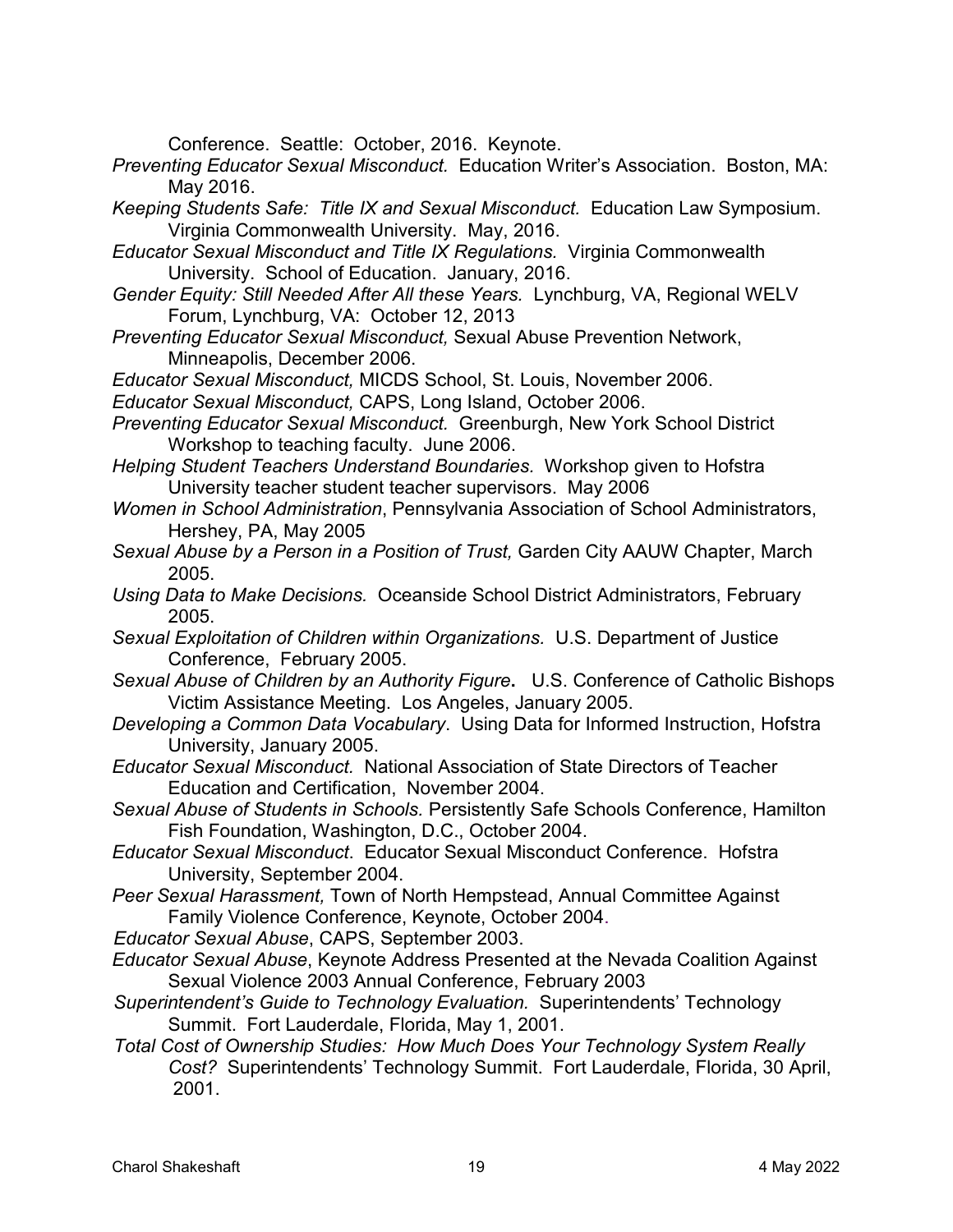Conference. Seattle: October, 2016. Keynote.

*Preventing Educator Sexual Misconduct.* Education Writer's Association. Boston, MA: May 2016.

*Keeping Students Safe: Title IX and Sexual Misconduct.* Education Law Symposium. Virginia Commonwealth University. May, 2016.

*Educator Sexual Misconduct and Title IX Regulations.* Virginia Commonwealth University. School of Education. January, 2016.

*Gender Equity: Still Needed After All these Years.* Lynchburg, VA, Regional WELV Forum, Lynchburg, VA: October 12, 2013

*Preventing Educator Sexual Misconduct,* Sexual Abuse Prevention Network, Minneapolis, December 2006.

*Educator Sexual Misconduct,* MICDS School, St. Louis, November 2006.

*Educator Sexual Misconduct,* CAPS, Long Island, October 2006.

*Preventing Educator Sexual Misconduct.* Greenburgh, New York School District Workshop to teaching faculty. June 2006.

*Helping Student Teachers Understand Boundaries.* Workshop given to Hofstra University teacher student teacher supervisors. May 2006

*Women in School Administration*, Pennsylvania Association of School Administrators, Hershey, PA, May 2005

*Sexual Abuse by a Person in a Position of Trust,* Garden City AAUW Chapter, March 2005.

*Using Data to Make Decisions.* Oceanside School District Administrators, February 2005.

*Sexual Exploitation of Children within Organizations.* U.S. Department of Justice Conference, February 2005.

*Sexual Abuse of Children by an Authority Figure***.** U.S. Conference of Catholic Bishops Victim Assistance Meeting. Los Angeles, January 2005.

*Developing a Common Data Vocabulary*. Using Data for Informed Instruction, Hofstra University, January 2005.

*Educator Sexual Misconduct.* National Association of State Directors of Teacher Education and Certification, November 2004.

*Sexual Abuse of Students in Schools.* Persistently Safe Schools Conference, Hamilton Fish Foundation, Washington, D.C., October 2004.

*Educator Sexual Misconduct*. Educator Sexual Misconduct Conference. Hofstra University, September 2004.

*Peer Sexual Harassment,* Town of North Hempstead, Annual Committee Against Family Violence Conference, Keynote, October 2004.

*Educator Sexual Abuse*, CAPS, September 2003.

*Educator Sexual Abuse*, Keynote Address Presented at the Nevada Coalition Against Sexual Violence 2003 Annual Conference, February 2003

*Superintendent's Guide to Technology Evaluation.* Superintendents' Technology Summit. Fort Lauderdale, Florida, May 1, 2001.

*Total Cost of Ownership Studies: How Much Does Your Technology System Really Cost?* Superintendents' Technology Summit. Fort Lauderdale, Florida, 30 April, 2001.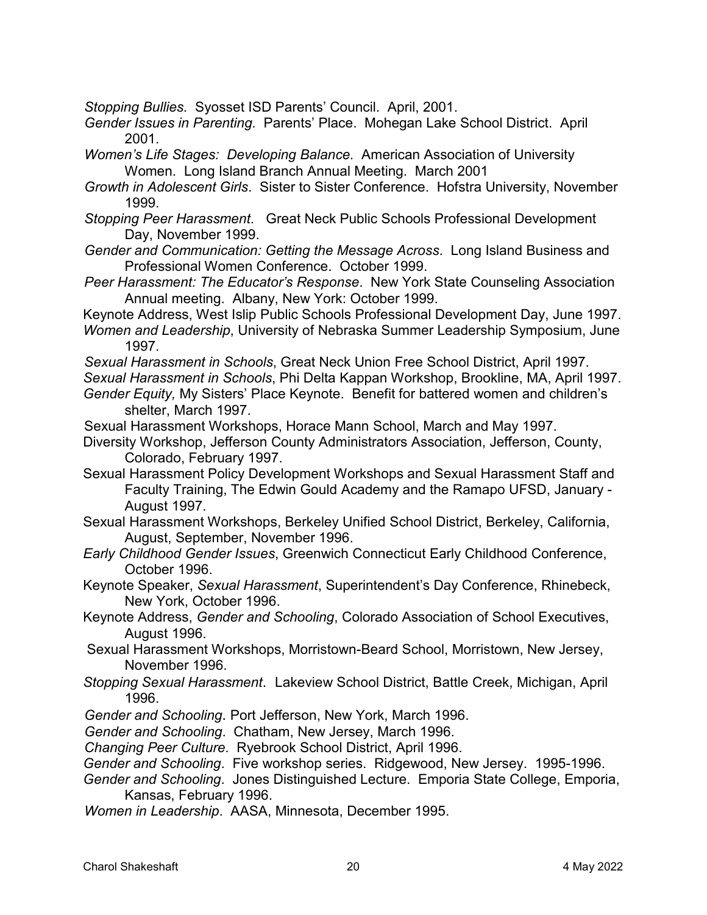*Stopping Bullies.* Syosset ISD Parents' Council. April, 2001.

*Gender Issues in Parenting.* Parents' Place. Mohegan Lake School District. April 2001.

*Women's Life Stages: Developing Balance.* American Association of University Women. Long Island Branch Annual Meeting. March 2001

*Growth in Adolescent Girls*. Sister to Sister Conference. Hofstra University, November 1999.

*Stopping Peer Harassment*. Great Neck Public Schools Professional Development Day, November 1999.

*Gender and Communication: Getting the Message Across*. Long Island Business and Professional Women Conference. October 1999.

*Peer Harassment: The Educator's Response*. New York State Counseling Association Annual meeting. Albany, New York: October 1999.

Keynote Address, West Islip Public Schools Professional Development Day, June 1997.

*Women and Leadership*, University of Nebraska Summer Leadership Symposium, June 1997.

*Sexual Harassment in Schools*, Great Neck Union Free School District, April 1997.

*Sexual Harassment in Schools*, Phi Delta Kappan Workshop, Brookline, MA, April 1997.

*Gender Equity,* My Sisters' Place Keynote. Benefit for battered women and children's shelter, March 1997.

Sexual Harassment Workshops, Horace Mann School, March and May 1997.

Diversity Workshop, Jefferson County Administrators Association, Jefferson, County, Colorado, February 1997.

Sexual Harassment Policy Development Workshops and Sexual Harassment Staff and Faculty Training, The Edwin Gould Academy and the Ramapo UFSD, January - August 1997.

Sexual Harassment Workshops, Berkeley Unified School District, Berkeley, California, August, September, November 1996.

*Early Childhood Gender Issues*, Greenwich Connecticut Early Childhood Conference, October 1996.

Keynote Speaker, *Sexual Harassment*, Superintendent's Day Conference, Rhinebeck, New York, October 1996.

Keynote Address, *Gender and Schooling*, Colorado Association of School Executives, August 1996.

Sexual Harassment Workshops, Morristown-Beard School, Morristown, New Jersey, November 1996.

*Stopping Sexual Harassment*. Lakeview School District, Battle Creek, Michigan, April 1996.

*Gender and Schooling*. Port Jefferson, New York, March 1996.

*Gender and Schooling*. Chatham, New Jersey, March 1996.

*Changing Peer Culture*. Ryebrook School District, April 1996.

*Gender and Schooling*. Five workshop series. Ridgewood, New Jersey. 1995-1996.

*Gender and Schooling*. Jones Distinguished Lecture. Emporia State College, Emporia, Kansas, February 1996.

*Women in Leadership*. AASA, Minnesota, December 1995.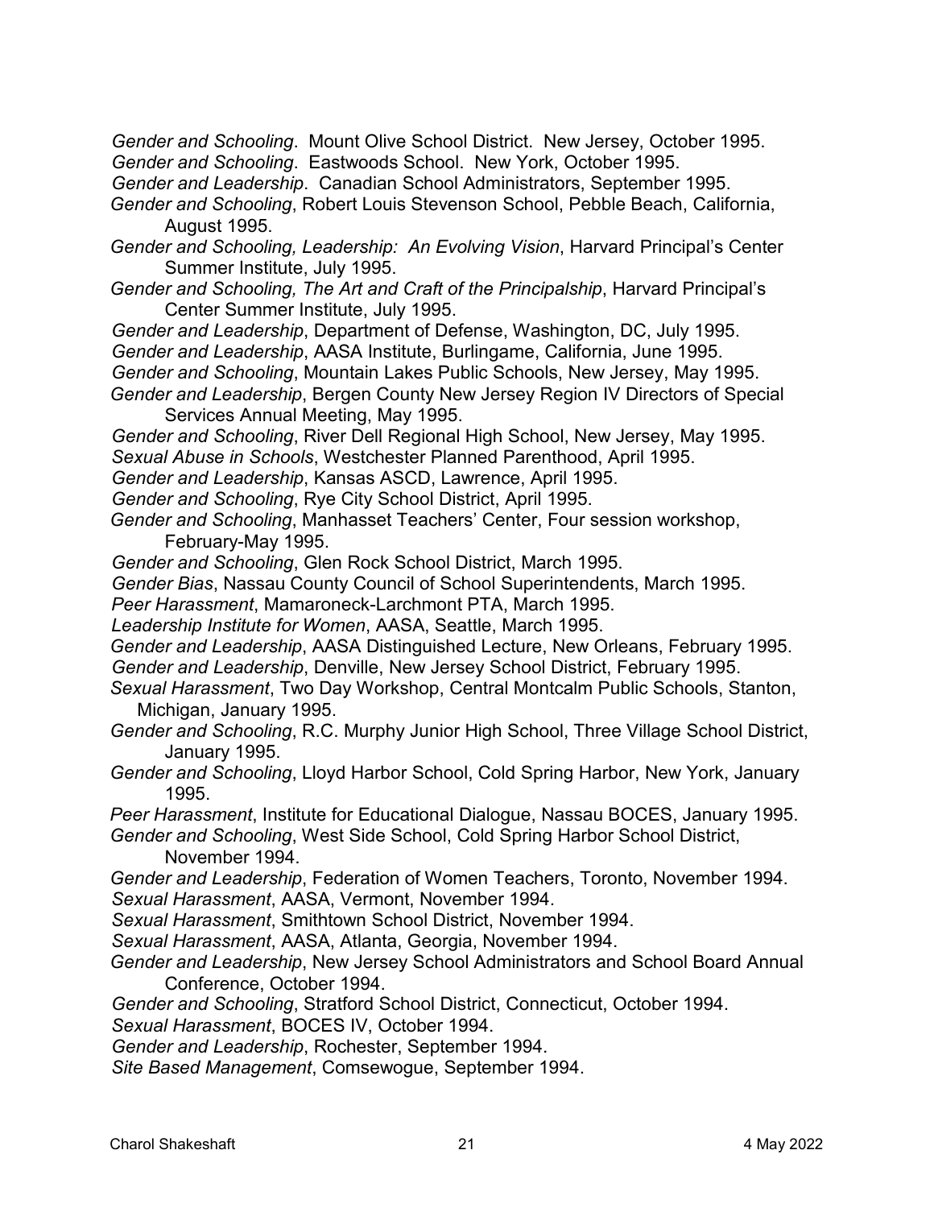*Gender and Schooling*. Mount Olive School District. New Jersey, October 1995.
*Gender and Schooling*. Eastwoods School. New York, October 1995.
*Gender and Leadership*. Canadian School Administrators, September 1995.
*Gender and Schooling*, Robert Louis Stevenson School, Pebble Beach, California, August 1995.
*Gender and Schooling, Leadership: An Evolving Vision*, Harvard Principal's Center Summer Institute, July 1995.
*Gender and Schooling, The Art and Craft of the Principalship*, Harvard Principal's Center Summer Institute, July 1995.
*Gender and Leadership*, Department of Defense, Washington, DC, July 1995.
*Gender and Leadership*, AASA Institute, Burlingame, California, June 1995.
*Gender and Schooling*, Mountain Lakes Public Schools, New Jersey, May 1995.
*Gender and Leadership*, Bergen County New Jersey Region IV Directors of Special Services Annual Meeting, May 1995.
*Gender and Schooling*, River Dell Regional High School, New Jersey, May 1995.
*Sexual Abuse in Schools*, Westchester Planned Parenthood, April 1995.
*Gender and Leadership*, Kansas ASCD, Lawrence, April 1995.
*Gender and Schooling*, Rye City School District, April 1995.
*Gender and Schooling*, Manhasset Teachers' Center, Four session workshop, February-May 1995.
*Gender and Schooling*, Glen Rock School District, March 1995.
*Gender Bias*, Nassau County Council of School Superintendents, March 1995.
*Peer Harassment*, Mamaroneck-Larchmont PTA, March 1995.
*Leadership Institute for Women*, AASA, Seattle, March 1995.
*Gender and Leadership*, AASA Distinguished Lecture, New Orleans, February 1995.
*Gender and Leadership*, Denville, New Jersey School District, February 1995.
*Sexual Harassment*, Two Day Workshop, Central Montcalm Public Schools, Stanton, Michigan, January 1995.
*Gender and Schooling*, R.C. Murphy Junior High School, Three Village School District, January 1995.
*Gender and Schooling*, Lloyd Harbor School, Cold Spring Harbor, New York, January 1995.
*Peer Harassment*, Institute for Educational Dialogue, Nassau BOCES, January 1995.
*Gender and Schooling*, West Side School, Cold Spring Harbor School District, November 1994.
*Gender and Leadership*, Federation of Women Teachers, Toronto, November 1994.
*Sexual Harassment*, AASA, Vermont, November 1994.
*Sexual Harassment*, Smithtown School District, November 1994.
*Sexual Harassment*, AASA, Atlanta, Georgia, November 1994.
*Gender and Leadership*, New Jersey School Administrators and School Board Annual Conference, October 1994.
*Gender and Schooling*, Stratford School District, Connecticut, October 1994.
*Sexual Harassment*, BOCES IV, October 1994.
*Gender and Leadership*, Rochester, September 1994.
*Site Based Management*, Comsewogue, September 1994.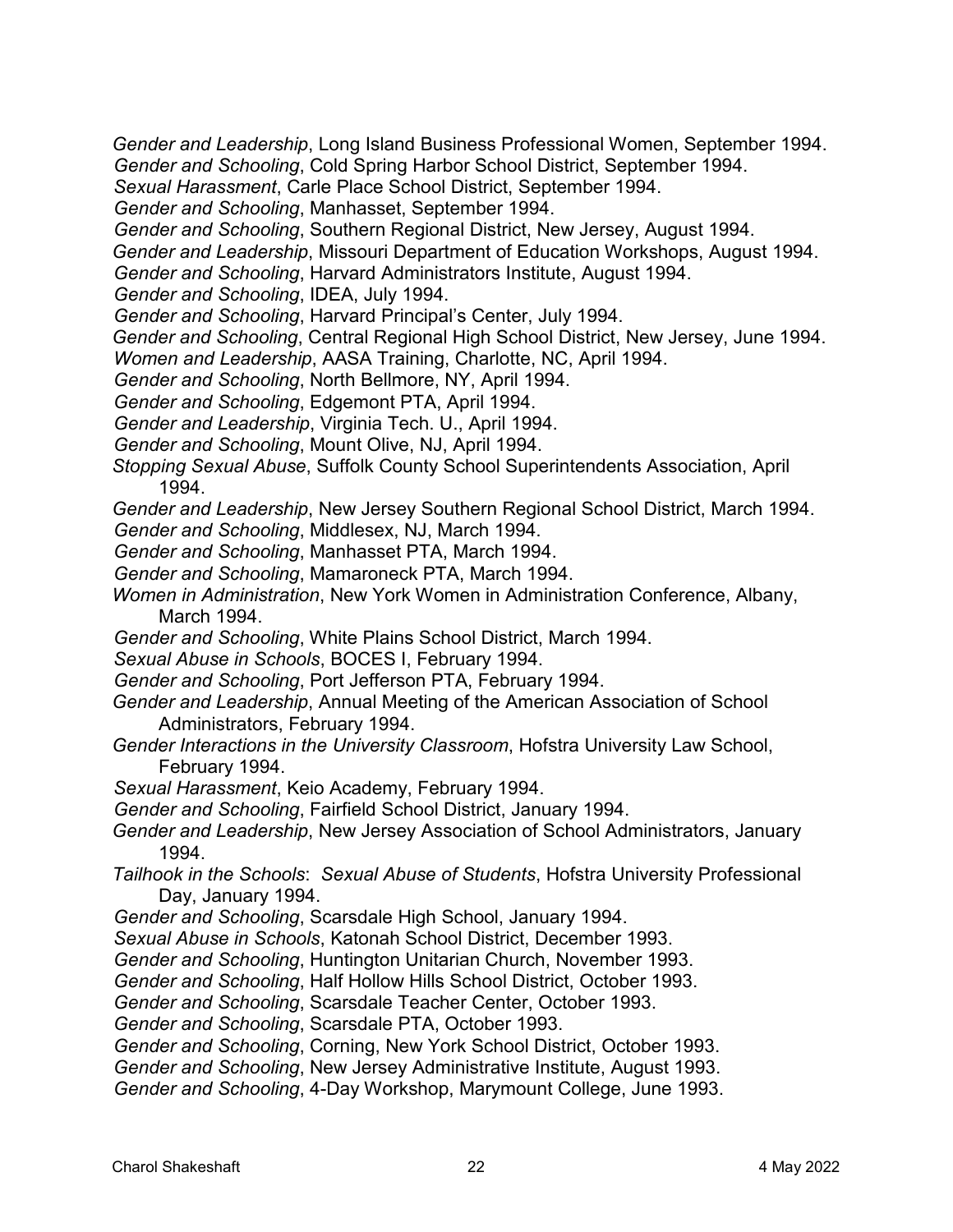*Gender and Leadership*, Long Island Business Professional Women, September 1994.
*Gender and Schooling*, Cold Spring Harbor School District, September 1994.
*Sexual Harassment*, Carle Place School District, September 1994.
*Gender and Schooling*, Manhasset, September 1994.
*Gender and Schooling*, Southern Regional District, New Jersey, August 1994.
*Gender and Leadership*, Missouri Department of Education Workshops, August 1994.
*Gender and Schooling*, Harvard Administrators Institute, August 1994.
*Gender and Schooling*, IDEA, July 1994.
*Gender and Schooling*, Harvard Principal's Center, July 1994.
*Gender and Schooling*, Central Regional High School District, New Jersey, June 1994.
*Women and Leadership*, AASA Training, Charlotte, NC, April 1994.
*Gender and Schooling*, North Bellmore, NY, April 1994.
*Gender and Schooling*, Edgemont PTA, April 1994.
*Gender and Leadership*, Virginia Tech. U., April 1994.
*Gender and Schooling*, Mount Olive, NJ, April 1994.
*Stopping Sexual Abuse*, Suffolk County School Superintendents Association, April 1994.
*Gender and Leadership*, New Jersey Southern Regional School District, March 1994.
*Gender and Schooling*, Middlesex, NJ, March 1994.
*Gender and Schooling*, Manhasset PTA, March 1994.
*Gender and Schooling*, Mamaroneck PTA, March 1994.
*Women in Administration*, New York Women in Administration Conference, Albany, March 1994.
*Gender and Schooling*, White Plains School District, March 1994.
*Sexual Abuse in Schools*, BOCES I, February 1994.
*Gender and Schooling*, Port Jefferson PTA, February 1994.
*Gender and Leadership*, Annual Meeting of the American Association of School Administrators, February 1994.
*Gender Interactions in the University Classroom*, Hofstra University Law School, February 1994.
*Sexual Harassment*, Keio Academy, February 1994.
*Gender and Schooling*, Fairfield School District, January 1994.
*Gender and Leadership*, New Jersey Association of School Administrators, January 1994.
*Tailhook in the Schools*: *Sexual Abuse of Students*, Hofstra University Professional Day, January 1994.
*Gender and Schooling*, Scarsdale High School, January 1994.
*Sexual Abuse in Schools*, Katonah School District, December 1993.
*Gender and Schooling*, Huntington Unitarian Church, November 1993.
*Gender and Schooling*, Half Hollow Hills School District, October 1993.
*Gender and Schooling*, Scarsdale Teacher Center, October 1993.
*Gender and Schooling*, Scarsdale PTA, October 1993.
*Gender and Schooling*, Corning, New York School District, October 1993.
*Gender and Schooling*, New Jersey Administrative Institute, August 1993.
*Gender and Schooling*, 4-Day Workshop, Marymount College, June 1993.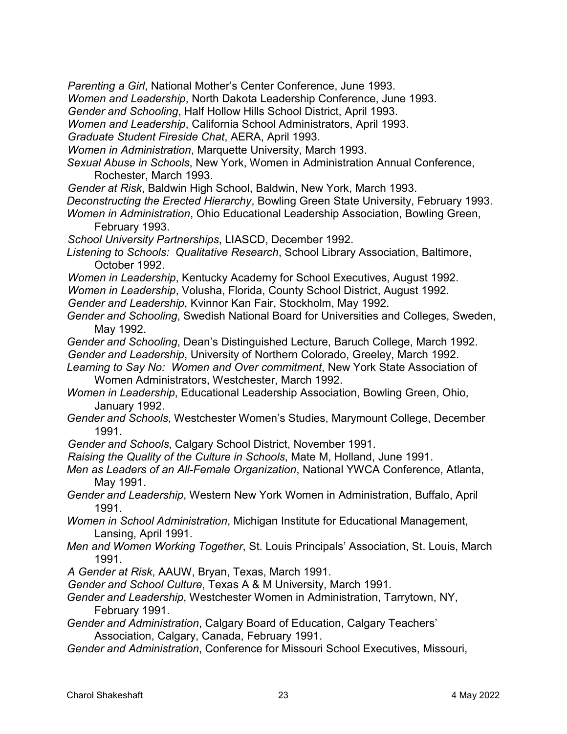*Parenting a Girl*, National Mother's Center Conference, June 1993.
*Women and Leadership*, North Dakota Leadership Conference, June 1993.
*Gender and Schooling*, Half Hollow Hills School District, April 1993.
*Women and Leadership*, California School Administrators, April 1993.
*Graduate Student Fireside Chat*, AERA, April 1993.
*Women in Administration*, Marquette University, March 1993.
*Sexual Abuse in Schools*, New York, Women in Administration Annual Conference, Rochester, March 1993.
*Gender at Risk*, Baldwin High School, Baldwin, New York, March 1993.
*Deconstructing the Erected Hierarchy*, Bowling Green State University, February 1993.
*Women in Administration*, Ohio Educational Leadership Association, Bowling Green, February 1993.
*School University Partnerships*, LIASCD, December 1992.
*Listening to Schools: Qualitative Research*, School Library Association, Baltimore, October 1992.
*Women in Leadership*, Kentucky Academy for School Executives, August 1992.
*Women in Leadership*, Volusha, Florida, County School District, August 1992.
*Gender and Leadership*, Kvinnor Kan Fair, Stockholm, May 1992.
*Gender and Schooling*, Swedish National Board for Universities and Colleges, Sweden, May 1992.
*Gender and Schooling*, Dean's Distinguished Lecture, Baruch College, March 1992.
*Gender and Leadership*, University of Northern Colorado, Greeley, March 1992.
*Learning to Say No: Women and Over commitment*, New York State Association of Women Administrators, Westchester, March 1992.
*Women in Leadership*, Educational Leadership Association, Bowling Green, Ohio, January 1992.
*Gender and Schools*, Westchester Women's Studies, Marymount College, December 1991.
*Gender and Schools*, Calgary School District, November 1991.
*Raising the Quality of the Culture in Schools*, Mate M, Holland, June 1991.
*Men as Leaders of an All-Female Organization*, National YWCA Conference, Atlanta, May 1991.
*Gender and Leadership*, Western New York Women in Administration, Buffalo, April 1991.
*Women in School Administration*, Michigan Institute for Educational Management, Lansing, April 1991.
*Men and Women Working Together*, St. Louis Principals' Association, St. Louis, March 1991.
*A Gender at Risk*, AAUW, Bryan, Texas, March 1991.
*Gender and School Culture*, Texas A & M University, March 1991.
*Gender and Leadership*, Westchester Women in Administration, Tarrytown, NY, February 1991.
*Gender and Administration*, Calgary Board of Education, Calgary Teachers' Association, Calgary, Canada, February 1991.
*Gender and Administration*, Conference for Missouri School Executives, Missouri,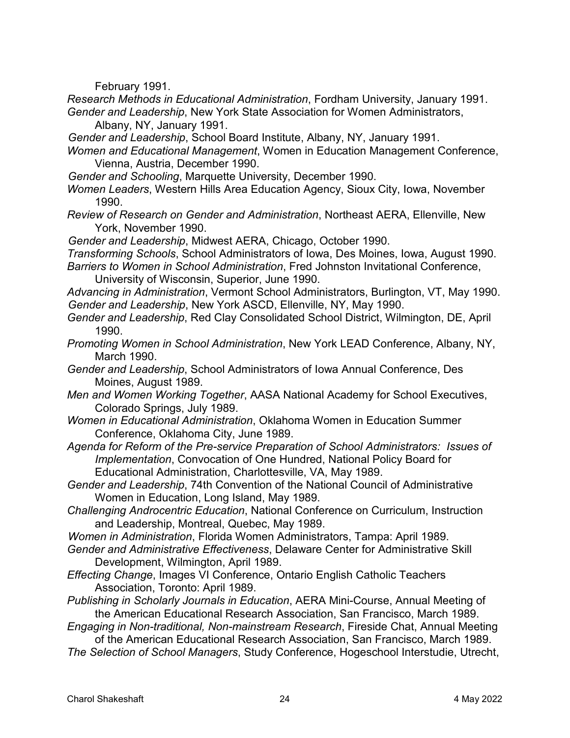February 1991.

*Research Methods in Educational Administration*, Fordham University, January 1991.

*Gender and Leadership*, New York State Association for Women Administrators, Albany, NY, January 1991.

*Gender and Leadership*, School Board Institute, Albany, NY, January 1991.

*Women and Educational Management*, Women in Education Management Conference, Vienna, Austria, December 1990.

*Gender and Schooling*, Marquette University, December 1990.

*Women Leaders*, Western Hills Area Education Agency, Sioux City, Iowa, November 1990.

*Review of Research on Gender and Administration*, Northeast AERA, Ellenville, New York, November 1990.

*Gender and Leadership*, Midwest AERA, Chicago, October 1990.

*Transforming Schools*, School Administrators of Iowa, Des Moines, Iowa, August 1990.

*Barriers to Women in School Administration*, Fred Johnston Invitational Conference, University of Wisconsin, Superior, June 1990.

*Advancing in Administration*, Vermont School Administrators, Burlington, VT, May 1990.

*Gender and Leadership*, New York ASCD, Ellenville, NY, May 1990.

*Gender and Leadership*, Red Clay Consolidated School District, Wilmington, DE, April 1990.

*Promoting Women in School Administration*, New York LEAD Conference, Albany, NY, March 1990.

*Gender and Leadership*, School Administrators of Iowa Annual Conference, Des Moines, August 1989.

*Men and Women Working Together*, AASA National Academy for School Executives, Colorado Springs, July 1989.

*Women in Educational Administration*, Oklahoma Women in Education Summer Conference, Oklahoma City, June 1989.

*Agenda for Reform of the Pre-service Preparation of School Administrators: Issues of Implementation*, Convocation of One Hundred, National Policy Board for Educational Administration, Charlottesville, VA, May 1989.

*Gender and Leadership*, 74th Convention of the National Council of Administrative Women in Education, Long Island, May 1989.

*Challenging Androcentric Education*, National Conference on Curriculum, Instruction and Leadership, Montreal, Quebec, May 1989.

*Women in Administration*, Florida Women Administrators, Tampa: April 1989.

*Gender and Administrative Effectiveness*, Delaware Center for Administrative Skill Development, Wilmington, April 1989.

*Effecting Change*, Images VI Conference, Ontario English Catholic Teachers Association, Toronto: April 1989.

*Publishing in Scholarly Journals in Education*, AERA Mini-Course, Annual Meeting of the American Educational Research Association, San Francisco, March 1989.

*Engaging in Non-traditional, Non-mainstream Research*, Fireside Chat, Annual Meeting of the American Educational Research Association, San Francisco, March 1989.

*The Selection of School Managers*, Study Conference, Hogeschool Interstudie, Utrecht,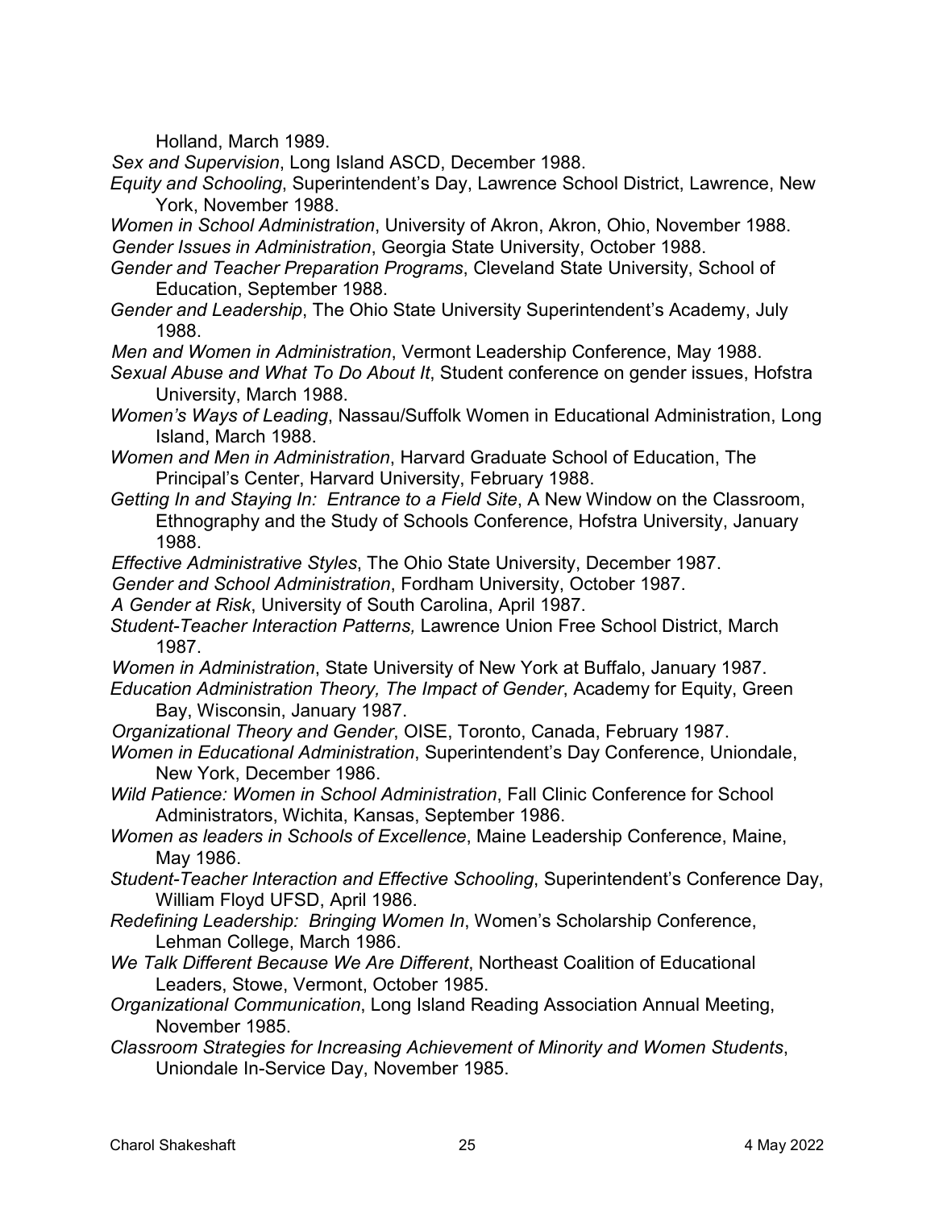Holland, March 1989.

*Sex and Supervision*, Long Island ASCD, December 1988.

*Equity and Schooling*, Superintendent's Day, Lawrence School District, Lawrence, New York, November 1988.

*Women in School Administration*, University of Akron, Akron, Ohio, November 1988.

*Gender Issues in Administration*, Georgia State University, October 1988.

*Gender and Teacher Preparation Programs*, Cleveland State University, School of Education, September 1988.

*Gender and Leadership*, The Ohio State University Superintendent's Academy, July 1988.

*Men and Women in Administration*, Vermont Leadership Conference, May 1988.

*Sexual Abuse and What To Do About It*, Student conference on gender issues, Hofstra University, March 1988.

*Women's Ways of Leading*, Nassau/Suffolk Women in Educational Administration, Long Island, March 1988.

*Women and Men in Administration*, Harvard Graduate School of Education, The Principal's Center, Harvard University, February 1988.

*Getting In and Staying In: Entrance to a Field Site*, A New Window on the Classroom, Ethnography and the Study of Schools Conference, Hofstra University, January 1988.

*Effective Administrative Styles*, The Ohio State University, December 1987.

*Gender and School Administration*, Fordham University, October 1987.

*A Gender at Risk*, University of South Carolina, April 1987.

*Student-Teacher Interaction Patterns,* Lawrence Union Free School District, March 1987.

*Women in Administration*, State University of New York at Buffalo, January 1987.

*Education Administration Theory, The Impact of Gender*, Academy for Equity, Green Bay, Wisconsin, January 1987.

*Organizational Theory and Gender*, OISE, Toronto, Canada, February 1987.

*Women in Educational Administration*, Superintendent's Day Conference, Uniondale, New York, December 1986.

*Wild Patience: Women in School Administration*, Fall Clinic Conference for School Administrators, Wichita, Kansas, September 1986.

*Women as leaders in Schools of Excellence*, Maine Leadership Conference, Maine, May 1986.

*Student-Teacher Interaction and Effective Schooling*, Superintendent's Conference Day, William Floyd UFSD, April 1986.

*Redefining Leadership: Bringing Women In*, Women's Scholarship Conference, Lehman College, March 1986.

*We Talk Different Because We Are Different*, Northeast Coalition of Educational Leaders, Stowe, Vermont, October 1985.

*Organizational Communication*, Long Island Reading Association Annual Meeting, November 1985.

*Classroom Strategies for Increasing Achievement of Minority and Women Students*, Uniondale In-Service Day, November 1985.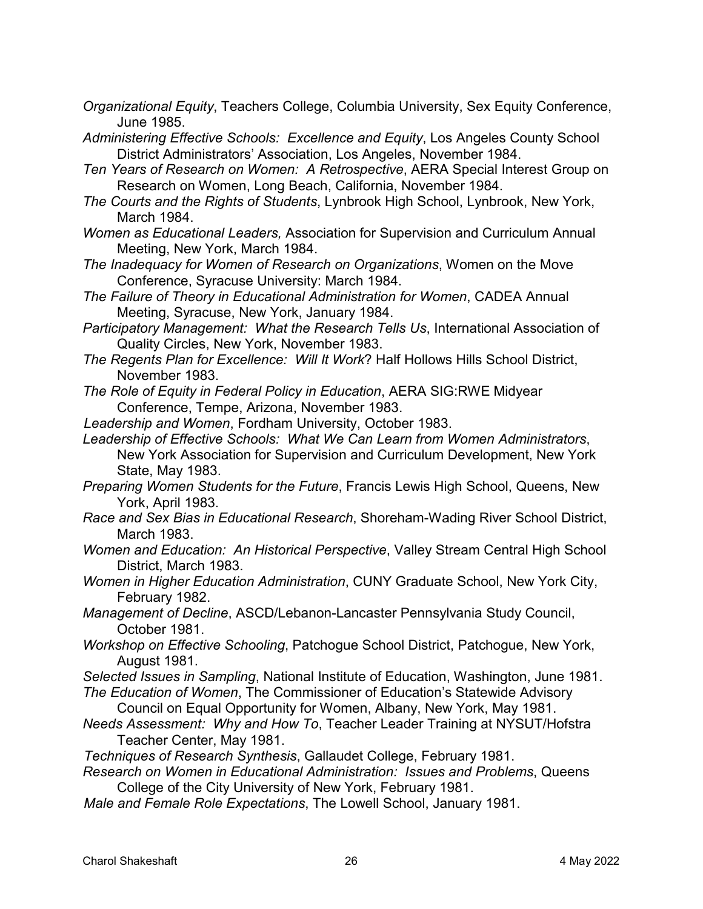*Organizational Equity*, Teachers College, Columbia University, Sex Equity Conference, June 1985.

*Administering Effective Schools: Excellence and Equity*, Los Angeles County School District Administrators' Association, Los Angeles, November 1984.

*Ten Years of Research on Women: A Retrospective*, AERA Special Interest Group on Research on Women, Long Beach, California, November 1984.

*The Courts and the Rights of Students*, Lynbrook High School, Lynbrook, New York, March 1984.

*Women as Educational Leaders,* Association for Supervision and Curriculum Annual Meeting, New York, March 1984.

*The Inadequacy for Women of Research on Organizations*, Women on the Move Conference, Syracuse University: March 1984.

*The Failure of Theory in Educational Administration for Women*, CADEA Annual Meeting, Syracuse, New York, January 1984.

*Participatory Management: What the Research Tells Us*, International Association of Quality Circles, New York, November 1983.

*The Regents Plan for Excellence: Will It Work*? Half Hollows Hills School District, November 1983.

*The Role of Equity in Federal Policy in Education*, AERA SIG:RWE Midyear Conference, Tempe, Arizona, November 1983.

*Leadership and Women*, Fordham University, October 1983.

*Leadership of Effective Schools: What We Can Learn from Women Administrators*, New York Association for Supervision and Curriculum Development, New York State, May 1983.

*Preparing Women Students for the Future*, Francis Lewis High School, Queens, New York, April 1983.

*Race and Sex Bias in Educational Research*, Shoreham-Wading River School District, March 1983.

*Women and Education: An Historical Perspective*, Valley Stream Central High School District, March 1983.

*Women in Higher Education Administration*, CUNY Graduate School, New York City, February 1982.

*Management of Decline*, ASCD/Lebanon-Lancaster Pennsylvania Study Council, October 1981.

*Workshop on Effective Schooling*, Patchogue School District, Patchogue, New York, August 1981.

*Selected Issues in Sampling*, National Institute of Education, Washington, June 1981.

*The Education of Women*, The Commissioner of Education's Statewide Advisory Council on Equal Opportunity for Women, Albany, New York, May 1981.

*Needs Assessment: Why and How To*, Teacher Leader Training at NYSUT/Hofstra Teacher Center, May 1981.

*Techniques of Research Synthesis*, Gallaudet College, February 1981.

*Research on Women in Educational Administration: Issues and Problems*, Queens College of the City University of New York, February 1981.

*Male and Female Role Expectations*, The Lowell School, January 1981.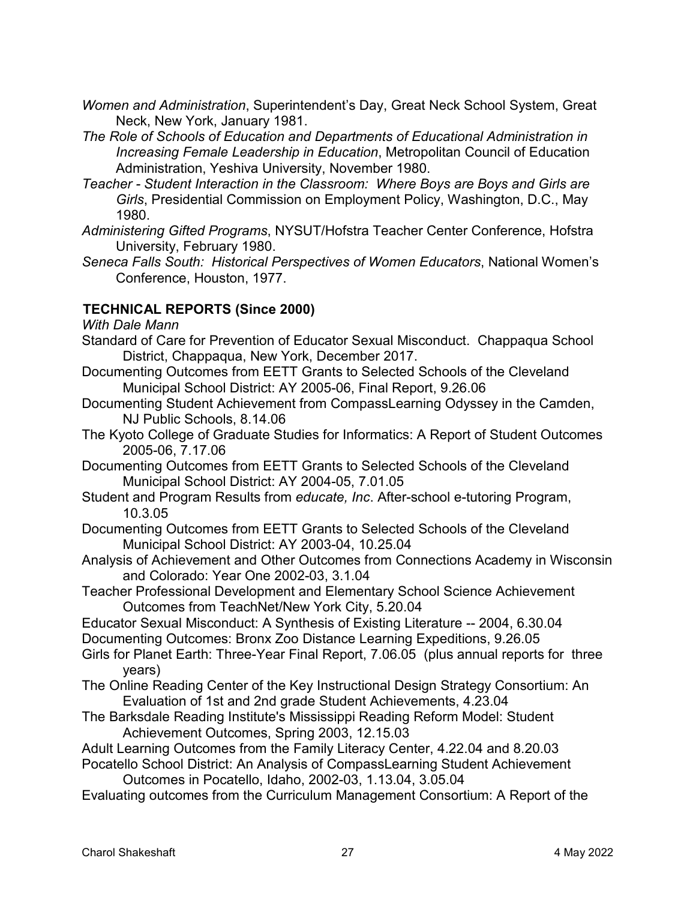*Women and Administration*, Superintendent's Day, Great Neck School System, Great Neck, New York, January 1981.

*The Role of Schools of Education and Departments of Educational Administration in Increasing Female Leadership in Education*, Metropolitan Council of Education Administration, Yeshiva University, November 1980.

*Teacher - Student Interaction in the Classroom: Where Boys are Boys and Girls are Girls*, Presidential Commission on Employment Policy, Washington, D.C., May 1980.

*Administering Gifted Programs*, NYSUT/Hofstra Teacher Center Conference, Hofstra University, February 1980.

*Seneca Falls South: Historical Perspectives of Women Educators*, National Women's Conference, Houston, 1977.

## TECHNICAL REPORTS (Since 2000)

*With Dale Mann*

Standard of Care for Prevention of Educator Sexual Misconduct. Chappaqua School District, Chappaqua, New York, December 2017.

Documenting Outcomes from EETT Grants to Selected Schools of the Cleveland Municipal School District: AY 2005-06, Final Report, 9.26.06

Documenting Student Achievement from CompassLearning Odyssey in the Camden, NJ Public Schools, 8.14.06

The Kyoto College of Graduate Studies for Informatics: A Report of Student Outcomes 2005-06, 7.17.06

Documenting Outcomes from EETT Grants to Selected Schools of the Cleveland Municipal School District: AY 2004-05, 7.01.05

Student and Program Results from *educate, Inc*. After-school e-tutoring Program, 10.3.05

Documenting Outcomes from EETT Grants to Selected Schools of the Cleveland Municipal School District: AY 2003-04, 10.25.04

Analysis of Achievement and Other Outcomes from Connections Academy in Wisconsin and Colorado: Year One 2002-03, 3.1.04

Teacher Professional Development and Elementary School Science Achievement Outcomes from TeachNet/New York City, 5.20.04

Educator Sexual Misconduct: A Synthesis of Existing Literature -- 2004, 6.30.04

Documenting Outcomes: Bronx Zoo Distance Learning Expeditions, 9.26.05

Girls for Planet Earth: Three-Year Final Report, 7.06.05 (plus annual reports for three years)

The Online Reading Center of the Key Instructional Design Strategy Consortium: An Evaluation of 1st and 2nd grade Student Achievements, 4.23.04

The Barksdale Reading Institute's Mississippi Reading Reform Model: Student Achievement Outcomes, Spring 2003, 12.15.03

Adult Learning Outcomes from the Family Literacy Center, 4.22.04 and 8.20.03

Pocatello School District: An Analysis of CompassLearning Student Achievement Outcomes in Pocatello, Idaho, 2002-03, 1.13.04, 3.05.04

Evaluating outcomes from the Curriculum Management Consortium: A Report of the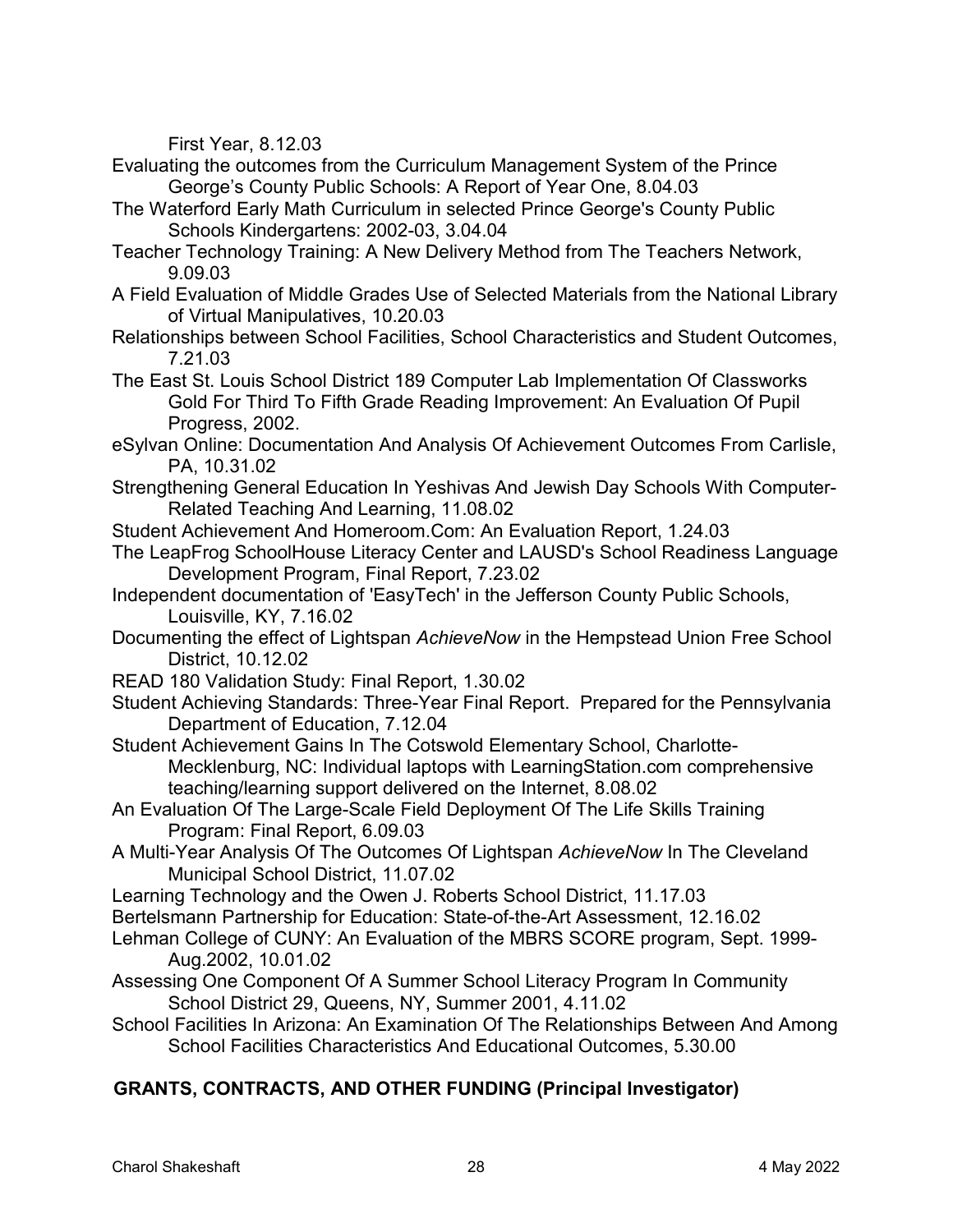First Year, 8.12.03

Evaluating the outcomes from the Curriculum Management System of the Prince George's County Public Schools: A Report of Year One, 8.04.03

The Waterford Early Math Curriculum in selected Prince George's County Public Schools Kindergartens: 2002-03, 3.04.04

Teacher Technology Training: A New Delivery Method from The Teachers Network, 9.09.03

A Field Evaluation of Middle Grades Use of Selected Materials from the National Library of Virtual Manipulatives, 10.20.03

Relationships between School Facilities, School Characteristics and Student Outcomes, 7.21.03

The East St. Louis School District 189 Computer Lab Implementation Of Classworks Gold For Third To Fifth Grade Reading Improvement: An Evaluation Of Pupil Progress, 2002.

eSylvan Online: Documentation And Analysis Of Achievement Outcomes From Carlisle, PA, 10.31.02

Strengthening General Education In Yeshivas And Jewish Day Schools With Computer-Related Teaching And Learning, 11.08.02

Student Achievement And Homeroom.Com: An Evaluation Report, 1.24.03

The LeapFrog SchoolHouse Literacy Center and LAUSD's School Readiness Language Development Program, Final Report, 7.23.02

Independent documentation of 'EasyTech' in the Jefferson County Public Schools, Louisville, KY, 7.16.02

Documenting the effect of Lightspan *AchieveNow* in the Hempstead Union Free School District, 10.12.02

READ 180 Validation Study: Final Report, 1.30.02

Student Achieving Standards: Three-Year Final Report. Prepared for the Pennsylvania Department of Education, 7.12.04

Student Achievement Gains In The Cotswold Elementary School, Charlotte-Mecklenburg, NC: Individual laptops with LearningStation.com comprehensive teaching/learning support delivered on the Internet, 8.08.02

An Evaluation Of The Large-Scale Field Deployment Of The Life Skills Training Program: Final Report, 6.09.03

A Multi-Year Analysis Of The Outcomes Of Lightspan *AchieveNow* In The Cleveland Municipal School District, 11.07.02

Learning Technology and the Owen J. Roberts School District, 11.17.03

Bertelsmann Partnership for Education: State-of-the-Art Assessment, 12.16.02

Lehman College of CUNY: An Evaluation of the MBRS SCORE program, Sept. 1999-Aug.2002, 10.01.02

Assessing One Component Of A Summer School Literacy Program In Community School District 29, Queens, NY, Summer 2001, 4.11.02

School Facilities In Arizona: An Examination Of The Relationships Between And Among School Facilities Characteristics And Educational Outcomes, 5.30.00

## GRANTS, CONTRACTS, AND OTHER FUNDING (Principal Investigator)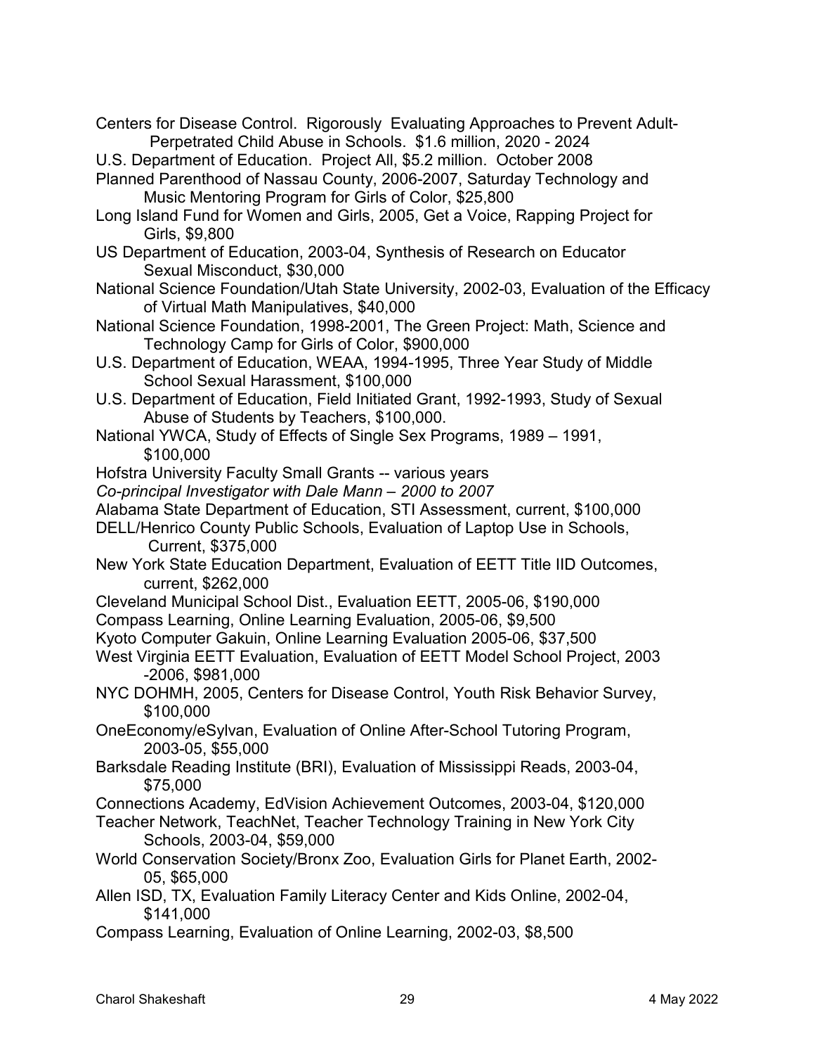Centers for Disease Control. Rigorously Evaluating Approaches to Prevent Adult-Perpetrated Child Abuse in Schools. $1.6 million, 2020 - 2024

U.S. Department of Education. Project All, $5.2 million. October 2008

Planned Parenthood of Nassau County, 2006-2007, Saturday Technology and Music Mentoring Program for Girls of Color, $25,800

Long Island Fund for Women and Girls, 2005, Get a Voice, Rapping Project for Girls, $9,800

US Department of Education, 2003-04, Synthesis of Research on Educator Sexual Misconduct, $30,000

National Science Foundation/Utah State University, 2002-03, Evaluation of the Efficacy of Virtual Math Manipulatives, $40,000

National Science Foundation, 1998-2001, The Green Project: Math, Science and Technology Camp for Girls of Color, $900,000

U.S. Department of Education, WEAA, 1994-1995, Three Year Study of Middle School Sexual Harassment, $100,000

U.S. Department of Education, Field Initiated Grant, 1992-1993, Study of Sexual Abuse of Students by Teachers, $100,000.

National YWCA, Study of Effects of Single Sex Programs, 1989 – 1991, $100,000

Hofstra University Faculty Small Grants -- various years

*Co-principal Investigator with Dale Mann – 2000 to 2007*

Alabama State Department of Education, STI Assessment, current, $100,000

DELL/Henrico County Public Schools, Evaluation of Laptop Use in Schools, Current, $375,000

New York State Education Department, Evaluation of EETT Title IID Outcomes, current, $262,000

Cleveland Municipal School Dist., Evaluation EETT, 2005-06, $190,000

Compass Learning, Online Learning Evaluation, 2005-06, $9,500

Kyoto Computer Gakuin, Online Learning Evaluation 2005-06, $37,500

West Virginia EETT Evaluation, Evaluation of EETT Model School Project, 2003 -2006, $981,000

NYC DOHMH, 2005, Centers for Disease Control, Youth Risk Behavior Survey, $100,000

OneEconomy/eSylvan, Evaluation of Online After-School Tutoring Program, 2003-05, $55,000

Barksdale Reading Institute (BRI), Evaluation of Mississippi Reads, 2003-04, $75,000

Connections Academy, EdVision Achievement Outcomes, 2003-04, $120,000

Teacher Network, TeachNet, Teacher Technology Training in New York City Schools, 2003-04, $59,000

World Conservation Society/Bronx Zoo, Evaluation Girls for Planet Earth, 2002-05, $65,000

Allen ISD, TX, Evaluation Family Literacy Center and Kids Online, 2002-04, $141,000

Compass Learning, Evaluation of Online Learning, 2002-03, $8,500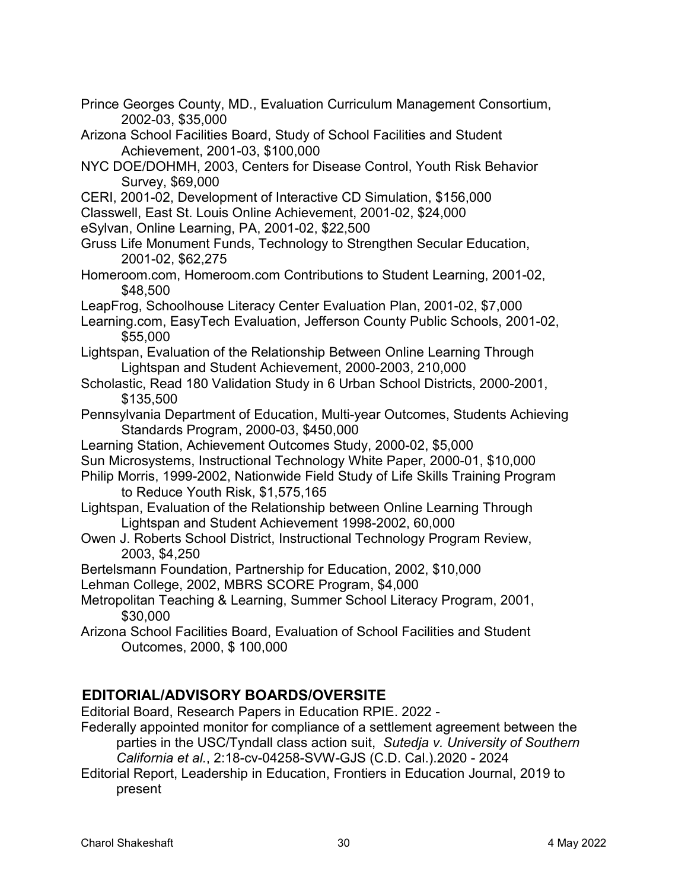Prince Georges County, MD., Evaluation Curriculum Management Consortium, 2002-03, $35,000

Arizona School Facilities Board, Study of School Facilities and Student Achievement, 2001-03, $100,000

NYC DOE/DOHMH, 2003, Centers for Disease Control, Youth Risk Behavior Survey, $69,000

CERI, 2001-02, Development of Interactive CD Simulation, $156,000

Classwell, East St. Louis Online Achievement, 2001-02, $24,000

eSylvan, Online Learning, PA, 2001-02, $22,500

Gruss Life Monument Funds, Technology to Strengthen Secular Education, 2001-02, $62,275

Homeroom.com, Homeroom.com Contributions to Student Learning, 2001-02, $48,500

LeapFrog, Schoolhouse Literacy Center Evaluation Plan, 2001-02, $7,000

Learning.com, EasyTech Evaluation, Jefferson County Public Schools, 2001-02, $55,000

Lightspan, Evaluation of the Relationship Between Online Learning Through Lightspan and Student Achievement, 2000-2003, 210,000

Scholastic, Read 180 Validation Study in 6 Urban School Districts, 2000-2001, $135,500

Pennsylvania Department of Education, Multi-year Outcomes, Students Achieving Standards Program, 2000-03, $450,000

Learning Station, Achievement Outcomes Study, 2000-02, $5,000

Sun Microsystems, Instructional Technology White Paper, 2000-01, $10,000

Philip Morris, 1999-2002, Nationwide Field Study of Life Skills Training Program to Reduce Youth Risk, $1,575,165

Lightspan, Evaluation of the Relationship between Online Learning Through Lightspan and Student Achievement 1998-2002, 60,000

Owen J. Roberts School District, Instructional Technology Program Review, 2003, $4,250

Bertelsmann Foundation, Partnership for Education, 2002, $10,000

Lehman College, 2002, MBRS SCORE Program, $4,000

Metropolitan Teaching & Learning, Summer School Literacy Program, 2001, $30,000

Arizona School Facilities Board, Evaluation of School Facilities and Student Outcomes, 2000, $ 100,000

## EDITORIAL/ADVISORY BOARDS/OVERSITE

Editorial Board, Research Papers in Education RPIE. 2022 -

Federally appointed monitor for compliance of a settlement agreement between the parties in the USC/Tyndall class action suit, *Sutedja v. University of Southern California et al.*, 2:18-cv-04258-SVW-GJS (C.D. Cal.).2020 - 2024

Editorial Report, Leadership in Education, Frontiers in Education Journal, 2019 to present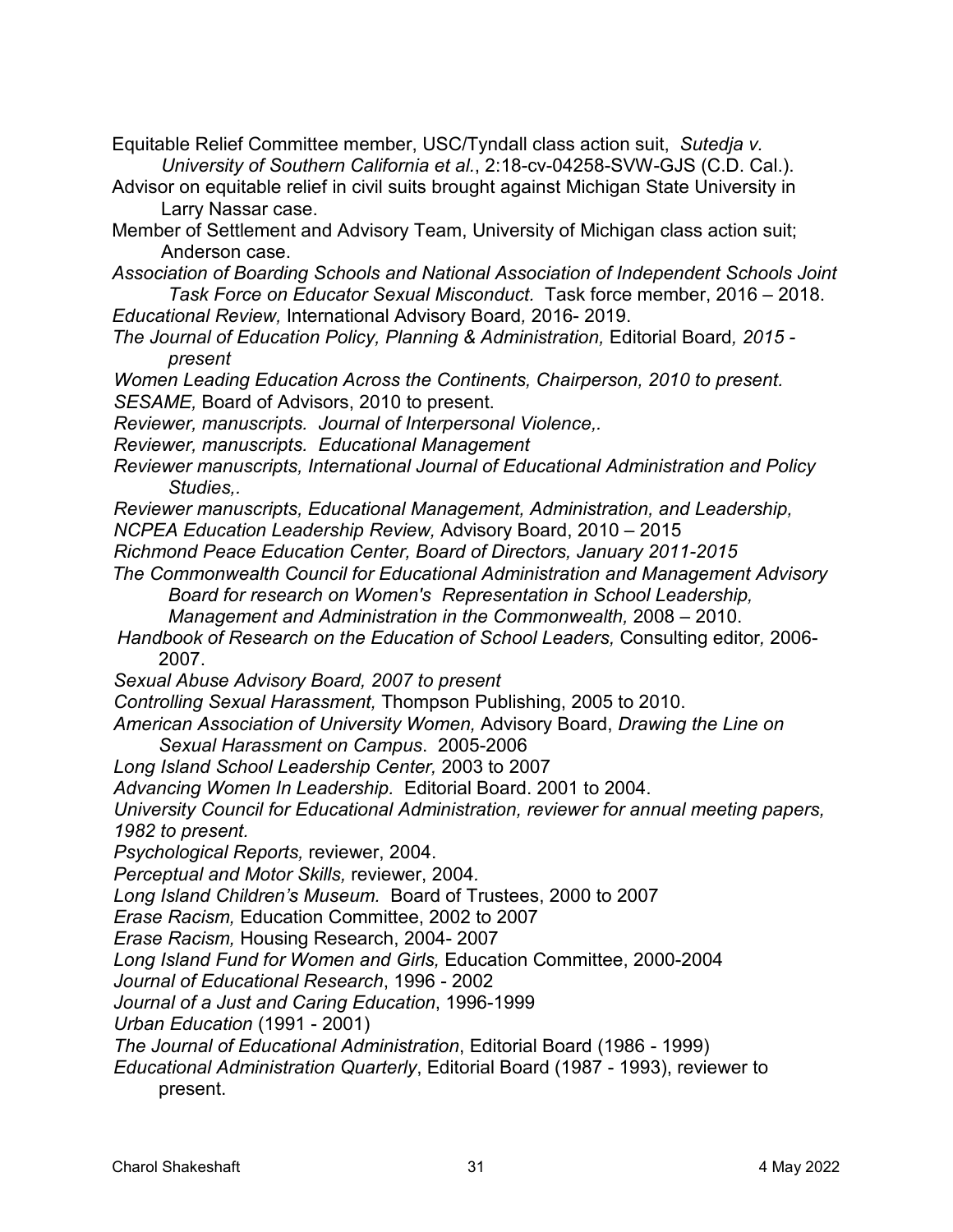Equitable Relief Committee member, USC/Tyndall class action suit, *Sutedja v. University of Southern California et al.*, 2:18-cv-04258-SVW-GJS (C.D. Cal.).

Advisor on equitable relief in civil suits brought against Michigan State University in Larry Nassar case.

Member of Settlement and Advisory Team, University of Michigan class action suit; Anderson case.

*Association of Boarding Schools and National Association of Independent Schools Joint Task Force on Educator Sexual Misconduct.* Task force member, 2016 – 2018.

*Educational Review,* International Advisory Board*,* 2016- 2019.

*The Journal of Education Policy, Planning & Administration,* Editorial Board*, 2015 - present*

*Women Leading Education Across the Continents, Chairperson, 2010 to present.*

*SESAME,* Board of Advisors, 2010 to present.

*Reviewer, manuscripts. Journal of Interpersonal Violence,.*

*Reviewer, manuscripts. Educational Management*

*Reviewer manuscripts, International Journal of Educational Administration and Policy Studies,.*

*Reviewer manuscripts, Educational Management, Administration, and Leadership,*

*NCPEA Education Leadership Review,* Advisory Board, 2010 – 2015

*Richmond Peace Education Center, Board of Directors, January 2011-2015*

*The Commonwealth Council for Educational Administration and Management Advisory Board for research on Women's Representation in School Leadership, Management and Administration in the Commonwealth,* 2008 – 2010.

*Handbook of Research on the Education of School Leaders,* Consulting editor*,* 2006-2007.

*Sexual Abuse Advisory Board, 2007 to present*

*Controlling Sexual Harassment,* Thompson Publishing, 2005 to 2010.

*American Association of University Women,* Advisory Board, *Drawing the Line on Sexual Harassment on Campus*. 2005-2006

*Long Island School Leadership Center,* 2003 to 2007

*Advancing Women In Leadership.* Editorial Board. 2001 to 2004.

*University Council for Educational Administration, reviewer for annual meeting papers, 1982 to present.*

*Psychological Reports,* reviewer, 2004.

*Perceptual and Motor Skills,* reviewer, 2004*.*

*Long Island Children's Museum*. Board of Trustees, 2000 to 2007

*Erase Racism,* Education Committee, 2002 to 2007

*Erase Racism,* Housing Research, 2004- 2007

*Long Island Fund for Women and Girls,* Education Committee, 2000-2004

*Journal of Educational Research*, 1996 - 2002

*Journal of a Just and Caring Education*, 1996-1999

*Urban Education* (1991 - 2001)

*The Journal of Educational Administration*, Editorial Board (1986 - 1999)

*Educational Administration Quarterly*, Editorial Board (1987 - 1993), reviewer to present.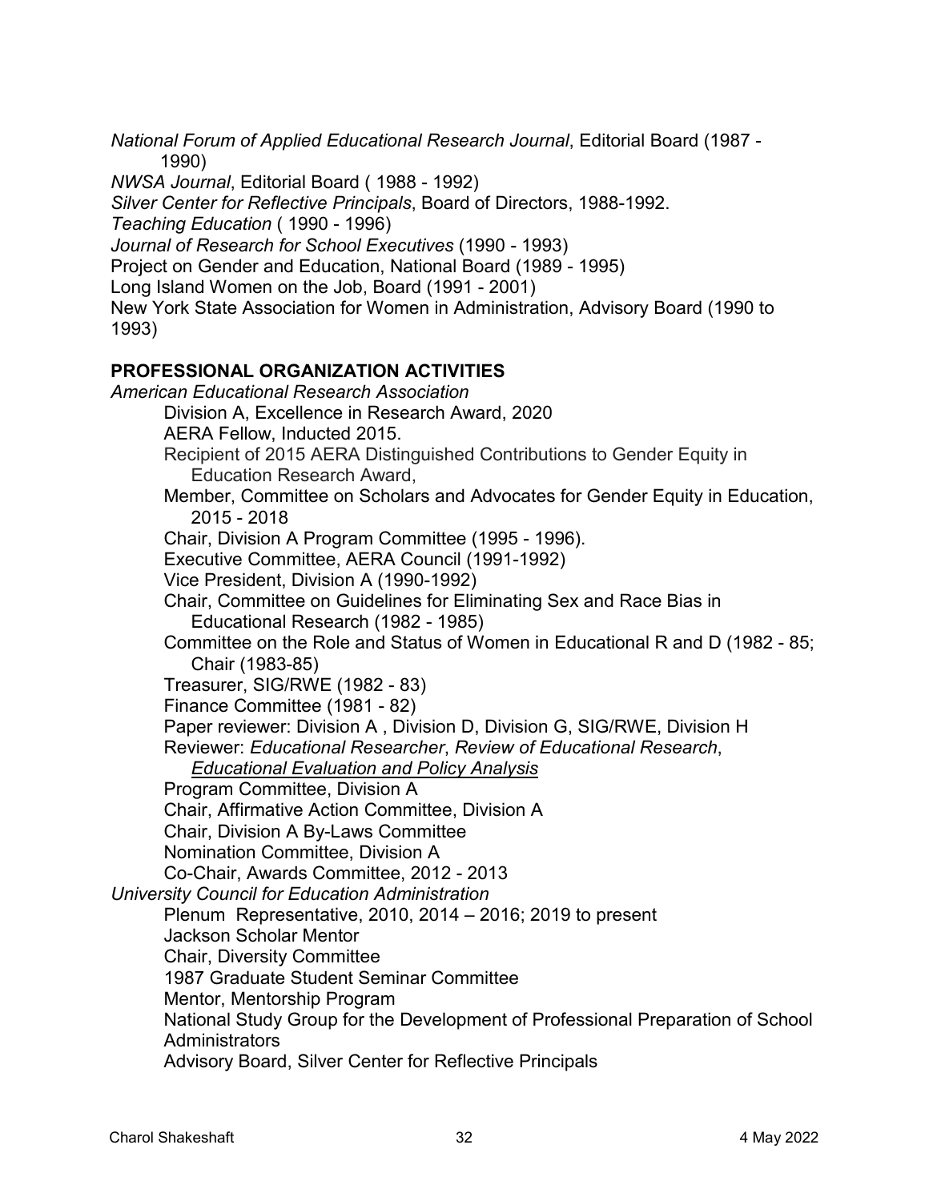*National Forum of Applied Educational Research Journal*, Editorial Board (1987 - 1990)

*NWSA Journal*, Editorial Board ( 1988 - 1992)

*Silver Center for Reflective Principals*, Board of Directors, 1988-1992.

*Teaching Education* ( 1990 - 1996)

*Journal of Research for School Executives* (1990 - 1993)

Project on Gender and Education, National Board (1989 - 1995)

Long Island Women on the Job, Board (1991 - 2001)

New York State Association for Women in Administration, Advisory Board (1990 to 1993)

## PROFESSIONAL ORGANIZATION ACTIVITIES

*American Educational Research Association*

- Division A, Excellence in Research Award, 2020
- AERA Fellow, Inducted 2015.
- Recipient of 2015 AERA Distinguished Contributions to Gender Equity in Education Research Award,
- Member, Committee on Scholars and Advocates for Gender Equity in Education, 2015 - 2018
- Chair, Division A Program Committee (1995 - 1996).
- Executive Committee, AERA Council (1991-1992)
- Vice President, Division A (1990-1992)
- Chair, Committee on Guidelines for Eliminating Sex and Race Bias in Educational Research (1982 - 1985)
- Committee on the Role and Status of Women in Educational R and D (1982 - 85; Chair (1983-85)
- Treasurer, SIG/RWE (1982 - 83)
- Finance Committee (1981 - 82)
- Paper reviewer: Division A , Division D, Division G, SIG/RWE, Division H
- Reviewer: *Educational Researcher*, *Review of Educational Research*, *Educational Evaluation and Policy Analysis*
- Program Committee, Division A
- Chair, Affirmative Action Committee, Division A
- Chair, Division A By-Laws Committee
- Nomination Committee, Division A
- Co-Chair, Awards Committee, 2012 - 2013

*University Council for Education Administration*

- Plenum Representative, 2010, 2014 – 2016; 2019 to present
- Jackson Scholar Mentor
- Chair, Diversity Committee
- 1987 Graduate Student Seminar Committee
- Mentor, Mentorship Program
- National Study Group for the Development of Professional Preparation of School Administrators
- Advisory Board, Silver Center for Reflective Principals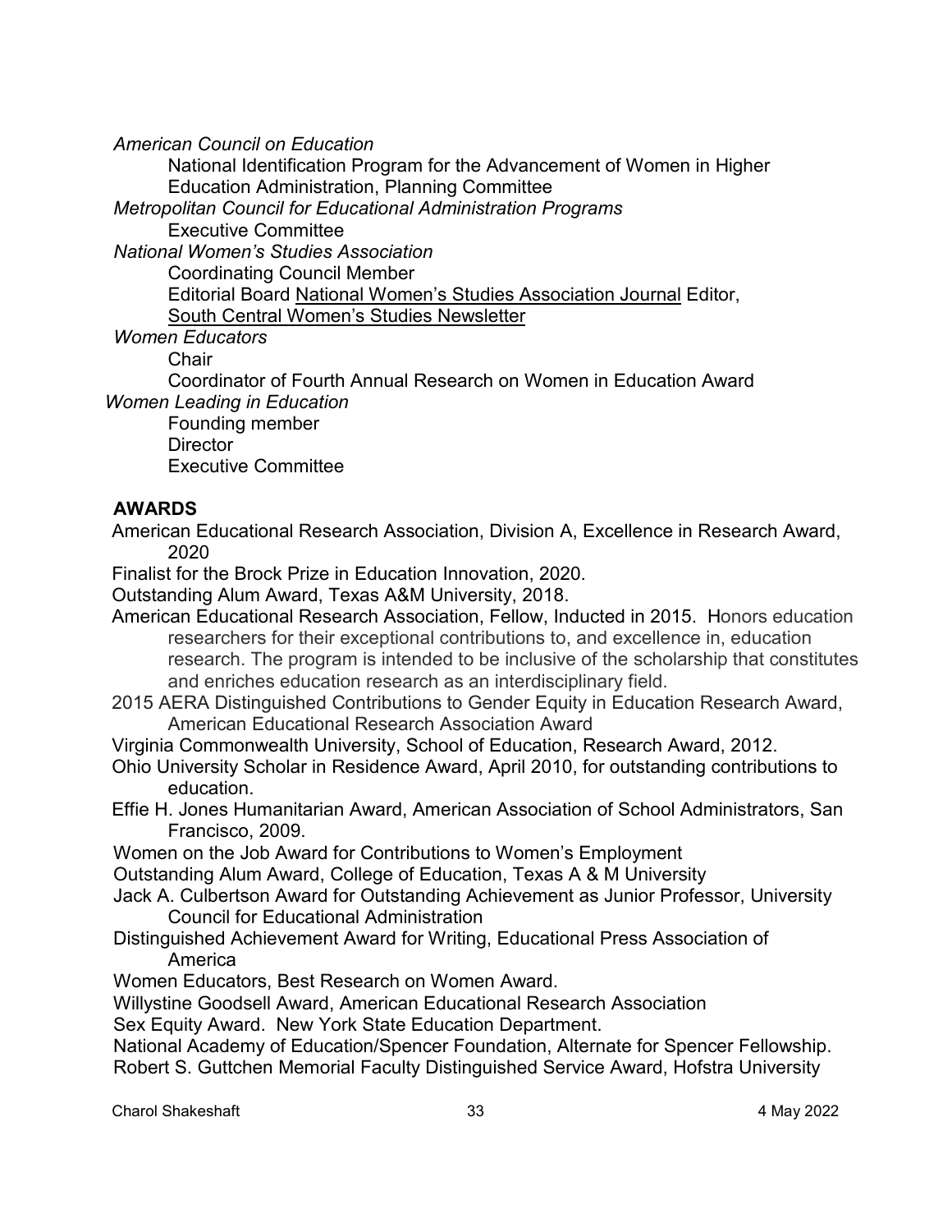*American Council on Education*

National Identification Program for the Advancement of Women in Higher Education Administration, Planning Committee

*Metropolitan Council for Educational Administration Programs*

Executive Committee

*National Women's Studies Association*

Coordinating Council Member

Editorial Board National Women's Studies Association Journal Editor, South Central Women's Studies Newsletter

*Women Educators*

Chair

Coordinator of Fourth Annual Research on Women in Education Award

*Women Leading in Education*

Founding member

Director

Executive Committee

## AWARDS

American Educational Research Association, Division A, Excellence in Research Award, 2020

Finalist for the Brock Prize in Education Innovation, 2020.

Outstanding Alum Award, Texas A&M University, 2018.

American Educational Research Association, Fellow, Inducted in 2015. Honors education researchers for their exceptional contributions to, and excellence in, education research. The program is intended to be inclusive of the scholarship that constitutes and enriches education research as an interdisciplinary field.

2015 AERA Distinguished Contributions to Gender Equity in Education Research Award, American Educational Research Association Award

Virginia Commonwealth University, School of Education, Research Award, 2012.

Ohio University Scholar in Residence Award, April 2010, for outstanding contributions to education.

Effie H. Jones Humanitarian Award, American Association of School Administrators, San Francisco, 2009.

Women on the Job Award for Contributions to Women's Employment

Outstanding Alum Award, College of Education, Texas A & M University

Jack A. Culbertson Award for Outstanding Achievement as Junior Professor, University Council for Educational Administration

Distinguished Achievement Award for Writing, Educational Press Association of America

Women Educators, Best Research on Women Award.

Willystine Goodsell Award, American Educational Research Association

Sex Equity Award. New York State Education Department.

National Academy of Education/Spencer Foundation, Alternate for Spencer Fellowship.

Robert S. Guttchen Memorial Faculty Distinguished Service Award, Hofstra University